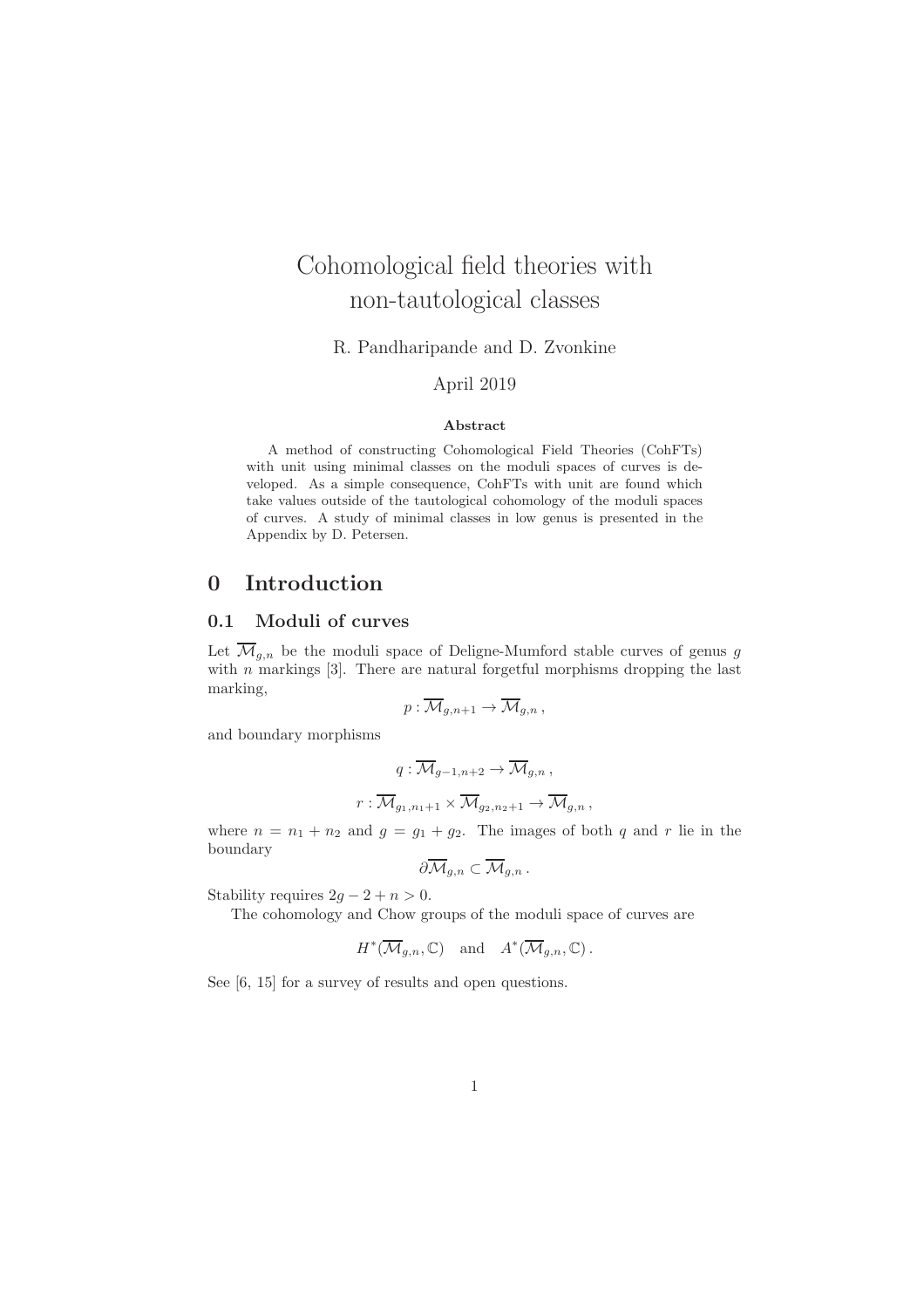# Cohomological field theories with non-tautological classes

R. Pandharipande and D. Zvonkine

April 2019

**Abstract**

A method of constructing Cohomological Field Theories (CohFTs) with unit using minimal classes on the moduli spaces of curves is developed. As a simple consequence, CohFTs with unit are found which take values outside of the tautological cohomology of the moduli spaces of curves. A study of minimal classes in low genus is presented in the Appendix by D. Petersen.

## 0 Introduction

### 0.1 Moduli of curves

Let $\overline{\mathcal{M}}_{g,n}$ be the moduli space of Deligne-Mumford stable curves of genus $g$ with $n$ markings [3]. There are natural forgetful morphisms dropping the last marking,

$$p : \overline{\mathcal{M}}_{g,n+1} \to \overline{\mathcal{M}}_{g,n}\,,$$

and boundary morphisms

$$q : \overline{\mathcal{M}}_{g-1,n+2} \to \overline{\mathcal{M}}_{g,n}\,,$$

$$r : \overline{\mathcal{M}}_{g_1,n_1+1} \times \overline{\mathcal{M}}_{g_2,n_2+1} \to \overline{\mathcal{M}}_{g,n}\,,$$

where $n = n_1 + n_2$ and $g = g_1 + g_2$. The images of both $q$ and $r$ lie in the boundary

$$\partial\overline{\mathcal{M}}_{g,n} \subset \overline{\mathcal{M}}_{g,n}\,.$$

Stability requires $2g - 2 + n > 0$.

The cohomology and Chow groups of the moduli space of curves are

$$H^*(\overline{\mathcal{M}}_{g,n}, \mathbb{C}) \quad \text{and} \quad A^*(\overline{\mathcal{M}}_{g,n}, \mathbb{C})\,.$$

See [6, 15] for a survey of results and open questions.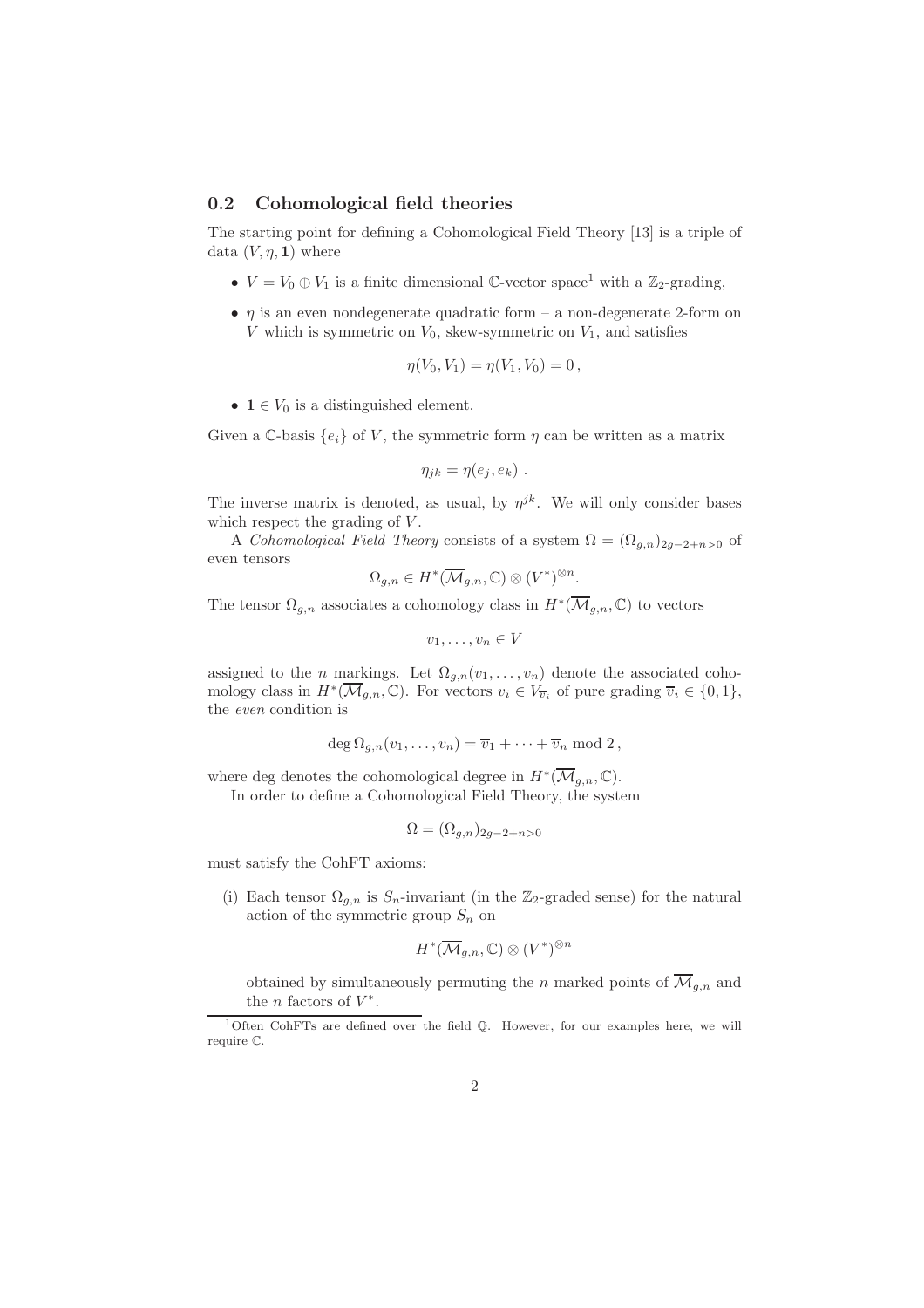## 0.2 Cohomological field theories

The starting point for defining a Cohomological Field Theory [13] is a triple of data $(V, \eta, \mathbf{1})$ where

- $V = V_0 \oplus V_1$ is a finite dimensional $\mathbb{C}$-vector space[1] with a $\mathbb{Z}_2$-grading,
- $\eta$ is an even nondegenerate quadratic form – a non-degenerate 2-form on $V$ which is symmetric on $V_0$, skew-symmetric on $V_1$, and satisfies

$$\eta(V_0, V_1) = \eta(V_1, V_0) = 0\,,$$

- $\mathbf{1} \in V_0$ is a distinguished element.

Given a $\mathbb{C}$-basis $\{e_i\}$ of $V$, the symmetric form $\eta$ can be written as a matrix

$$\eta_{jk} = \eta(e_j, e_k)\ .$$

The inverse matrix is denoted, as usual, by $\eta^{jk}$. We will only consider bases which respect the grading of $V$.

A *Cohomological Field Theory* consists of a system $\Omega = (\Omega_{g,n})_{2g-2+n>0}$ of even tensors

$$\Omega_{g,n} \in H^*(\overline{\mathcal{M}}_{g,n}, \mathbb{C}) \otimes (V^*)^{\otimes n}.$$

The tensor $\Omega_{g,n}$ associates a cohomology class in $H^*(\overline{\mathcal{M}}_{g,n}, \mathbb{C})$ to vectors

$$v_1, \ldots, v_n \in V$$

assigned to the $n$ markings. Let $\Omega_{g,n}(v_1, \ldots, v_n)$ denote the associated cohomology class in $H^*(\overline{\mathcal{M}}_{g,n}, \mathbb{C})$. For vectors $v_i \in V_{\overline{v}_i}$ of pure grading $\overline{v}_i \in \{0, 1\}$, the *even* condition is

$$\deg \Omega_{g,n}(v_1, \ldots, v_n) = \overline{v}_1 + \cdots + \overline{v}_n \bmod 2\,,$$

where deg denotes the cohomological degree in $H^*(\overline{\mathcal{M}}_{g,n}, \mathbb{C})$.

In order to define a Cohomological Field Theory, the system

$$\Omega = (\Omega_{g,n})_{2g-2+n>0}$$

must satisfy the CohFT axioms:

(i) Each tensor $\Omega_{g,n}$ is $S_n$-invariant (in the $\mathbb{Z}_2$-graded sense) for the natural action of the symmetric group $S_n$ on

$$H^*(\overline{\mathcal{M}}_{g,n}, \mathbb{C}) \otimes (V^*)^{\otimes n}$$

obtained by simultaneously permuting the $n$ marked points of $\overline{\mathcal{M}}_{g,n}$ and the $n$ factors of $V^*$.

[1] Often CohFTs are defined over the field $\mathbb{Q}$. However, for our examples here, we will require $\mathbb{C}$.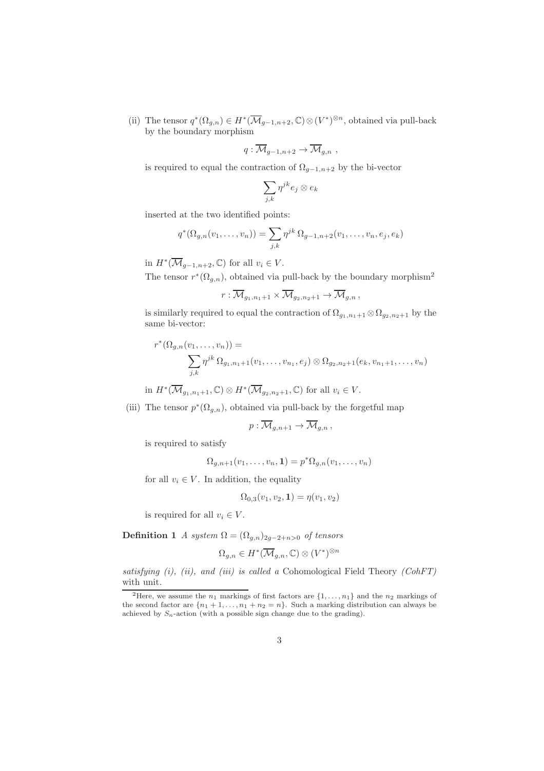(ii) The tensor $q^*(\Omega_{g,n}) \in H^*(\overline{\mathcal{M}}_{g-1,n+2}, \mathbb{C}) \otimes (V^*)^{\otimes n}$, obtained via pull-back by the boundary morphism

$$q : \overline{\mathcal{M}}_{g-1,n+2} \to \overline{\mathcal{M}}_{g,n} \ ,$$

is required to equal the contraction of $\Omega_{g-1,n+2}$ by the bi-vector

$$\sum_{j,k} \eta^{jk} e_j \otimes e_k$$

inserted at the two identified points:

$$q^*(\Omega_{g,n}(v_1, \ldots, v_n)) = \sum_{j,k} \eta^{jk}\, \Omega_{g-1,n+2}(v_1, \ldots, v_n, e_j, e_k)$$

in $H^*(\overline{\mathcal{M}}_{g-1,n+2}, \mathbb{C})$ for all $v_i \in V$.

The tensor $r^*(\Omega_{g,n})$, obtained via pull-back by the boundary morphism[2]

$$r : \overline{\mathcal{M}}_{g_1,n_1+1} \times \overline{\mathcal{M}}_{g_2,n_2+1} \to \overline{\mathcal{M}}_{g,n} \,,$$

is similarly required to equal the contraction of $\Omega_{g_1,n_1+1} \otimes \Omega_{g_2,n_2+1}$ by the same bi-vector:

$$r^*(\Omega_{g,n}(v_1, \ldots, v_n)) = \sum_{j,k} \eta^{jk}\, \Omega_{g_1,n_1+1}(v_1, \ldots, v_{n_1}, e_j) \otimes \Omega_{g_2,n_2+1}(e_k, v_{n_1+1}, \ldots, v_n)$$

in $H^*(\overline{\mathcal{M}}_{g_1,n_1+1}, \mathbb{C}) \otimes H^*(\overline{\mathcal{M}}_{g_2,n_2+1}, \mathbb{C})$ for all $v_i \in V$.

(iii) The tensor $p^*(\Omega_{g,n})$, obtained via pull-back by the forgetful map

$$p : \overline{\mathcal{M}}_{g,n+1} \to \overline{\mathcal{M}}_{g,n} \,,$$

is required to satisfy

$$\Omega_{g,n+1}(v_1, \ldots, v_n, \mathbf{1}) = p^* \Omega_{g,n}(v_1, \ldots, v_n)$$

for all $v_i \in V$. In addition, the equality

$$\Omega_{0,3}(v_1, v_2, \mathbf{1}) = \eta(v_1, v_2)$$

is required for all $v_i \in V$.

**Definition 1** *A system $\Omega = (\Omega_{g,n})_{2g-2+n>0}$ of tensors*

$$\Omega_{g,n} \in H^*(\overline{\mathcal{M}}_{g,n}, \mathbb{C}) \otimes (V^*)^{\otimes n}$$

*satisfying (i), (ii), and (iii) is called a* Cohomological Field Theory *(CohFT)* with unit.

[2] Here, we assume the $n_1$ markings of first factors are $\{1, \ldots, n_1\}$ and the $n_2$ markings of the second factor are $\{n_1 + 1, \ldots, n_1 + n_2 = n\}$. Such a marking distribution can always be achieved by $S_n$-action (with a possible sign change due to the grading).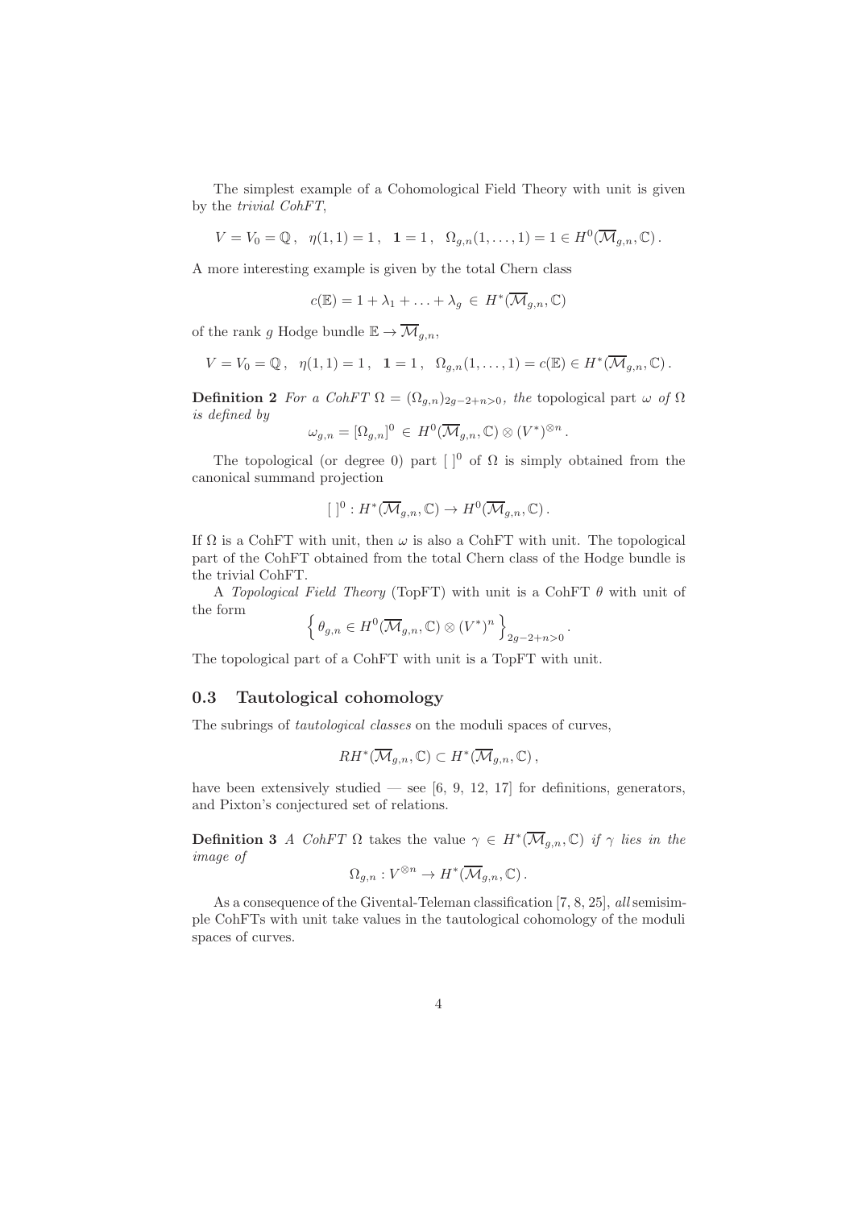The simplest example of a Cohomological Field Theory with unit is given by the *trivial CohFT*,

$$V = V_0 = \mathbb{Q}\,, \quad \eta(1,1) = 1\,, \quad \mathbf{1} = 1\,, \quad \Omega_{g,n}(1,\ldots,1) = 1 \in H^0(\overline{\mathcal{M}}_{g,n}, \mathbb{C})\,.$$

A more interesting example is given by the total Chern class

$$c(\mathbb{E}) = 1 + \lambda_1 + \ldots + \lambda_g \,\in\, H^*(\overline{\mathcal{M}}_{g,n}, \mathbb{C})$$

of the rank $g$ Hodge bundle $\mathbb{E} \to \overline{\mathcal{M}}_{g,n}$,

$$V = V_0 = \mathbb{Q}\,, \quad \eta(1,1) = 1\,, \quad \mathbf{1} = 1\,, \quad \Omega_{g,n}(1,\ldots,1) = c(\mathbb{E}) \in H^*(\overline{\mathcal{M}}_{g,n}, \mathbb{C})\,.$$

**Definition 2** *For a CohFT $\Omega = (\Omega_{g,n})_{2g-2+n>0}$, the* topological part $\omega$ *of $\Omega$ is defined by*

$$\omega_{g,n} = [\Omega_{g,n}]^0 \,\in\, H^0(\overline{\mathcal{M}}_{g,n}, \mathbb{C}) \otimes (V^*)^{\otimes n}\,.$$

The topological (or degree 0) part $[\,]^0$ of $\Omega$ is simply obtained from the canonical summand projection

$$[\,]^0 : H^*(\overline{\mathcal{M}}_{g,n}, \mathbb{C}) \to H^0(\overline{\mathcal{M}}_{g,n}, \mathbb{C})\,.$$

If $\Omega$ is a CohFT with unit, then $\omega$ is also a CohFT with unit. The topological part of the CohFT obtained from the total Chern class of the Hodge bundle is the trivial CohFT.

A *Topological Field Theory* (TopFT) with unit is a CohFT $\theta$ with unit of the form

$$\left\{ \theta_{g,n} \in H^0(\overline{\mathcal{M}}_{g,n}, \mathbb{C}) \otimes (V^*)^n \right\}_{2g-2+n>0}.$$

The topological part of a CohFT with unit is a TopFT with unit.

## 0.3 Tautological cohomology

The subrings of *tautological classes* on the moduli spaces of curves,

$$RH^*(\overline{\mathcal{M}}_{g,n}, \mathbb{C}) \subset H^*(\overline{\mathcal{M}}_{g,n}, \mathbb{C})\,,$$

have been extensively studied — see [6, 9, 12, 17] for definitions, generators, and Pixton's conjectured set of relations.

**Definition 3** *A CohFT $\Omega$ takes the value $\gamma \in H^*(\overline{\mathcal{M}}_{g,n}, \mathbb{C})$ if $\gamma$ lies in the image of*

$$\Omega_{g,n} : V^{\otimes n} \to H^*(\overline{\mathcal{M}}_{g,n}, \mathbb{C})\,.$$

As a consequence of the Givental-Teleman classification [7, 8, 25], *all* semisimple CohFTs with unit take values in the tautological cohomology of the moduli spaces of curves.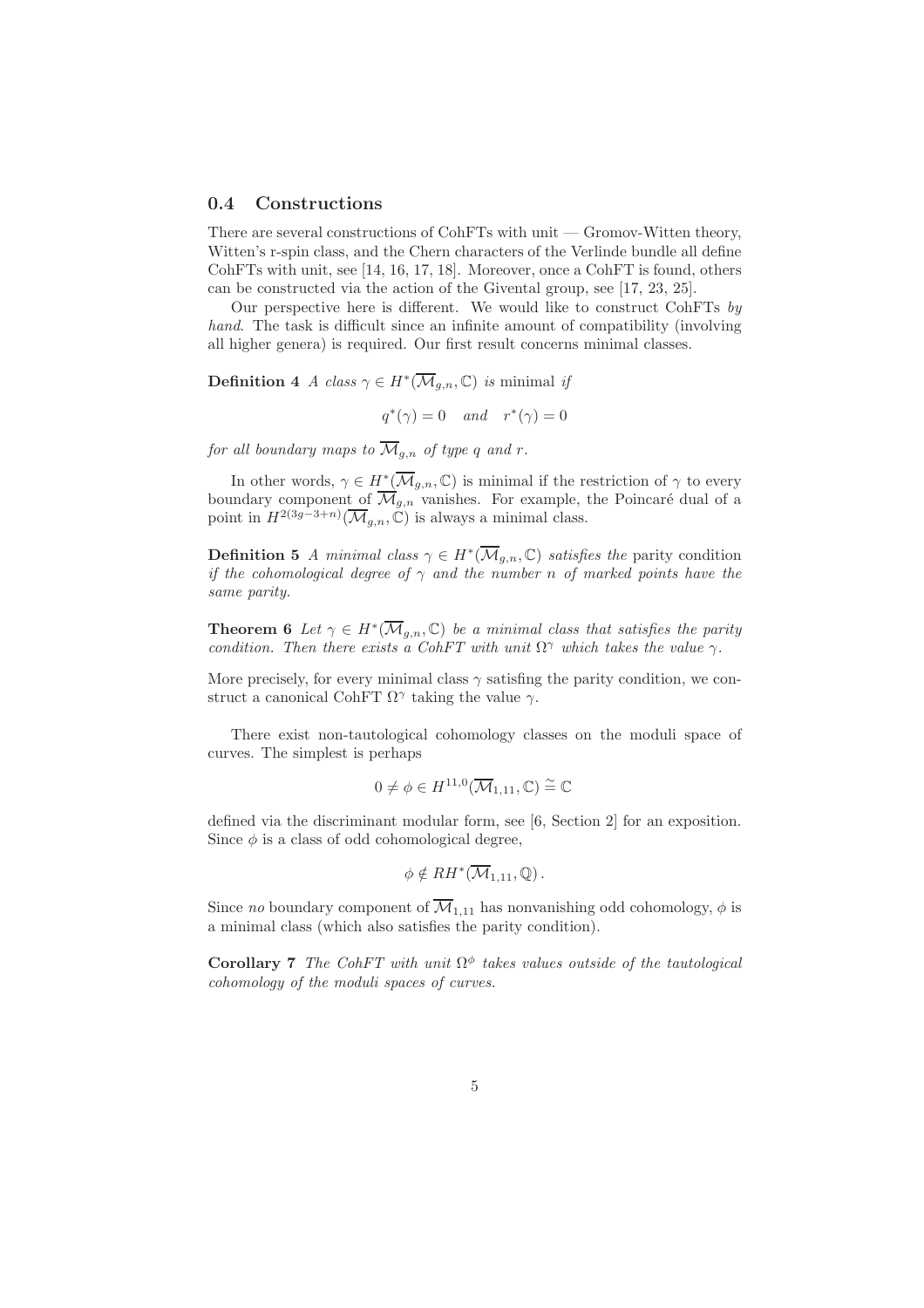### 0.4 Constructions

There are several constructions of CohFTs with unit — Gromov-Witten theory, Witten's r-spin class, and the Chern characters of the Verlinde bundle all define CohFTs with unit, see [14, 16, 17, 18]. Moreover, once a CohFT is found, others can be constructed via the action of the Givental group, see [17, 23, 25].

Our perspective here is different. We would like to construct CohFTs *by hand*. The task is difficult since an infinite amount of compatibility (involving all higher genera) is required. Our first result concerns minimal classes.

**Definition 4** *A class* $\gamma \in H^*(\overline{\mathcal{M}}_{g,n}, \mathbb{C})$ *is* minimal *if*

$$q^*(\gamma) = 0 \quad \textit{and} \quad r^*(\gamma) = 0$$

*for all boundary maps to* $\overline{\mathcal{M}}_{g,n}$ *of type* $q$ *and* $r$.

In other words, $\gamma \in H^*(\overline{\mathcal{M}}_{g,n}, \mathbb{C})$ is minimal if the restriction of $\gamma$ to every boundary component of $\overline{\mathcal{M}}_{g,n}$ vanishes. For example, the Poincaré dual of a point in $H^{2(3g-3+n)}(\overline{\mathcal{M}}_{g,n}, \mathbb{C})$ is always a minimal class.

**Definition 5** *A minimal class* $\gamma \in H^*(\overline{\mathcal{M}}_{g,n}, \mathbb{C})$ *satisfies the* parity condition *if the cohomological degree of* $\gamma$ *and the number* $n$ *of marked points have the same parity.*

**Theorem 6** *Let* $\gamma \in H^*(\overline{\mathcal{M}}_{g,n}, \mathbb{C})$ *be a minimal class that satisfies the parity condition. Then there exists a CohFT with unit* $\Omega^\gamma$ *which takes the value* $\gamma$.

More precisely, for every minimal class $\gamma$ satisfing the parity condition, we construct a canonical CohFT $\Omega^\gamma$ taking the value $\gamma$.

There exist non-tautological cohomology classes on the moduli space of curves. The simplest is perhaps

$$0 \neq \phi \in H^{11,0}(\overline{\mathcal{M}}_{1,11}, \mathbb{C}) \stackrel{\sim}{=} \mathbb{C}$$

defined via the discriminant modular form, see [6, Section 2] for an exposition. Since $\phi$ is a class of odd cohomological degree,

$$\phi \notin RH^*(\overline{\mathcal{M}}_{1,11}, \mathbb{Q}) \, .$$

Since *no* boundary component of $\overline{\mathcal{M}}_{1,11}$ has nonvanishing odd cohomology, $\phi$ is a minimal class (which also satisfies the parity condition).

**Corollary 7** *The CohFT with unit* $\Omega^\phi$ *takes values outside of the tautological cohomology of the moduli spaces of curves.*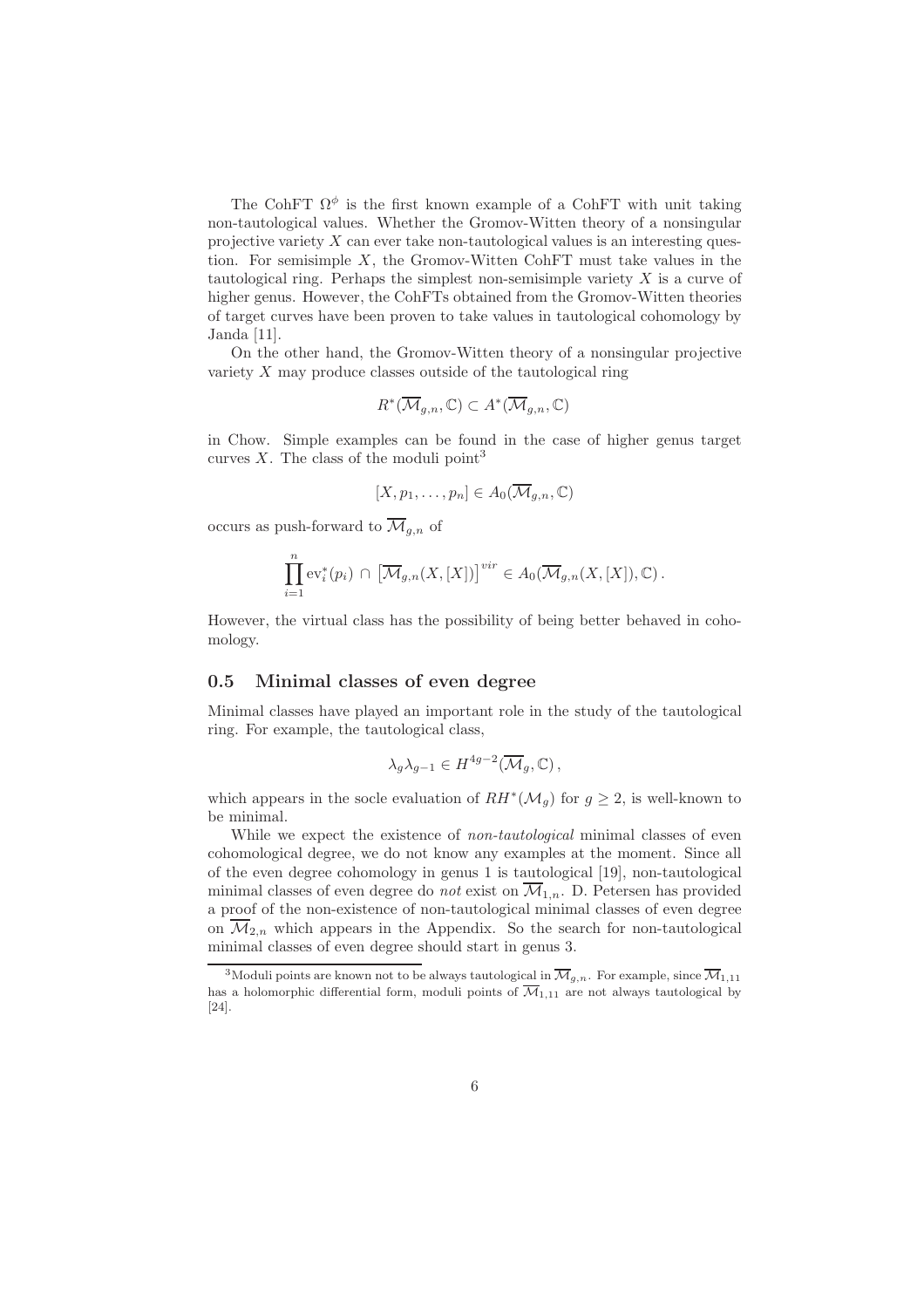The CohFT $\Omega^\phi$ is the first known example of a CohFT with unit taking non-tautological values. Whether the Gromov-Witten theory of a nonsingular projective variety $X$ can ever take non-tautological values is an interesting question. For semisimple $X$, the Gromov-Witten CohFT must take values in the tautological ring. Perhaps the simplest non-semisimple variety $X$ is a curve of higher genus. However, the CohFTs obtained from the Gromov-Witten theories of target curves have been proven to take values in tautological cohomology by Janda [11].

On the other hand, the Gromov-Witten theory of a nonsingular projective variety $X$ may produce classes outside of the tautological ring

$$R^*(\overline{\mathcal{M}}_{g,n}, \mathbb{C}) \subset A^*(\overline{\mathcal{M}}_{g,n}, \mathbb{C})$$

in Chow. Simple examples can be found in the case of higher genus target curves $X$. The class of the moduli point[3]

$$[X, p_1, \ldots, p_n] \in A_0(\overline{\mathcal{M}}_{g,n}, \mathbb{C})$$

occurs as push-forward to $\overline{\mathcal{M}}_{g,n}$ of

$$\prod_{i=1}^{n} \mathrm{ev}_i^*(p_i) \, \cap \, \left[\overline{\mathcal{M}}_{g,n}(X, [X])\right]^{vir} \in A_0(\overline{\mathcal{M}}_{g,n}(X, [X]), \mathbb{C})\,.$$

However, the virtual class has the possibility of being better behaved in cohomology.

## 0.5 Minimal classes of even degree

Minimal classes have played an important role in the study of the tautological ring. For example, the tautological class,

$$\lambda_g \lambda_{g-1} \in H^{4g-2}(\overline{\mathcal{M}}_g, \mathbb{C})\,,$$

which appears in the socle evaluation of $RH^*(\mathcal{M}_g)$ for $g \geq 2$, is well-known to be minimal.

While we expect the existence of *non-tautological* minimal classes of even cohomological degree, we do not know any examples at the moment. Since all of the even degree cohomology in genus 1 is tautological [19], non-tautological minimal classes of even degree do *not* exist on $\overline{\mathcal{M}}_{1,n}$. D. Petersen has provided a proof of the non-existence of non-tautological minimal classes of even degree on $\overline{\mathcal{M}}_{2,n}$ which appears in the Appendix. So the search for non-tautological minimal classes of even degree should start in genus 3.

---

[3] Moduli points are known not to be always tautological in $\overline{\mathcal{M}}_{g,n}$. For example, since $\overline{\mathcal{M}}_{1,11}$ has a holomorphic differential form, moduli points of $\overline{\mathcal{M}}_{1,11}$ are not always tautological by [24].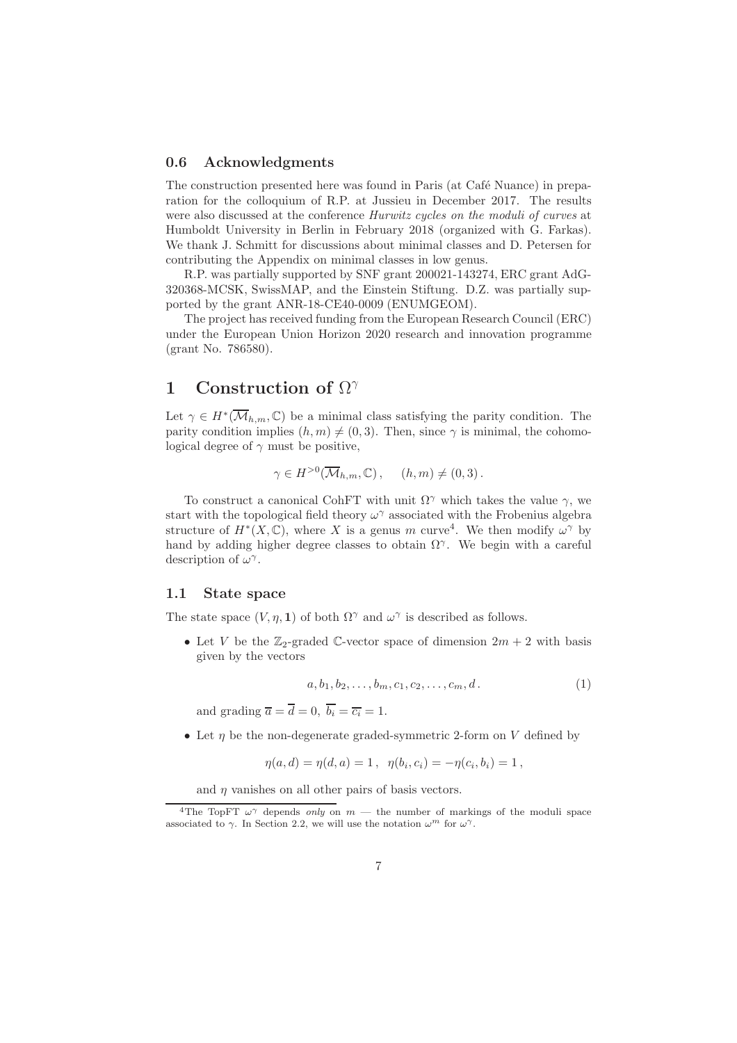### 0.6 Acknowledgments

The construction presented here was found in Paris (at Café Nuance) in preparation for the colloquium of R.P. at Jussieu in December 2017. The results were also discussed at the conference *Hurwitz cycles on the moduli of curves* at Humboldt University in Berlin in February 2018 (organized with G. Farkas). We thank J. Schmitt for discussions about minimal classes and D. Petersen for contributing the Appendix on minimal classes in low genus.

R.P. was partially supported by SNF grant 200021-143274, ERC grant AdG-320368-MCSK, SwissMAP, and the Einstein Stiftung. D.Z. was partially supported by the grant ANR-18-CE40-0009 (ENUMGEOM).

The project has received funding from the European Research Council (ERC) under the European Union Horizon 2020 research and innovation programme (grant No. 786580).

# 1 Construction of $\Omega^\gamma$

Let $\gamma \in H^*(\overline{\mathcal{M}}_{h,m}, \mathbb{C})$ be a minimal class satisfying the parity condition. The parity condition implies $(h, m) \neq (0, 3)$. Then, since $\gamma$ is minimal, the cohomological degree of $\gamma$ must be positive,

$$\gamma \in H^{>0}(\overline{\mathcal{M}}_{h,m}, \mathbb{C}), \quad (h, m) \neq (0, 3).$$

To construct a canonical CohFT with unit $\Omega^\gamma$ which takes the value $\gamma$, we start with the topological field theory $\omega^\gamma$ associated with the Frobenius algebra structure of $H^*(X, \mathbb{C})$, where $X$ is a genus $m$ curve[4]. We then modify $\omega^\gamma$ by hand by adding higher degree classes to obtain $\Omega^\gamma$. We begin with a careful description of $\omega^\gamma$.

## 1.1 State space

The state space $(V, \eta, \mathbf{1})$ of both $\Omega^\gamma$ and $\omega^\gamma$ is described as follows.

- Let $V$ be the $\mathbb{Z}_2$-graded $\mathbb{C}$-vector space of dimension $2m + 2$ with basis given by the vectors

$$a, b_1, b_2, \ldots, b_m, c_1, c_2, \ldots, c_m, d. \tag{1}$$

  and grading $\overline{a} = \overline{d} = 0$, $\overline{b_i} = \overline{c_i} = 1$.

- Let $\eta$ be the non-degenerate graded-symmetric 2-form on $V$ defined by

$$\eta(a, d) = \eta(d, a) = 1, \quad \eta(b_i, c_i) = -\eta(c_i, b_i) = 1,$$

  and $\eta$ vanishes on all other pairs of basis vectors.

[4] The TopFT $\omega^\gamma$ depends *only* on $m$ — the number of markings of the moduli space associated to $\gamma$. In Section 2.2, we will use the notation $\omega^m$ for $\omega^\gamma$.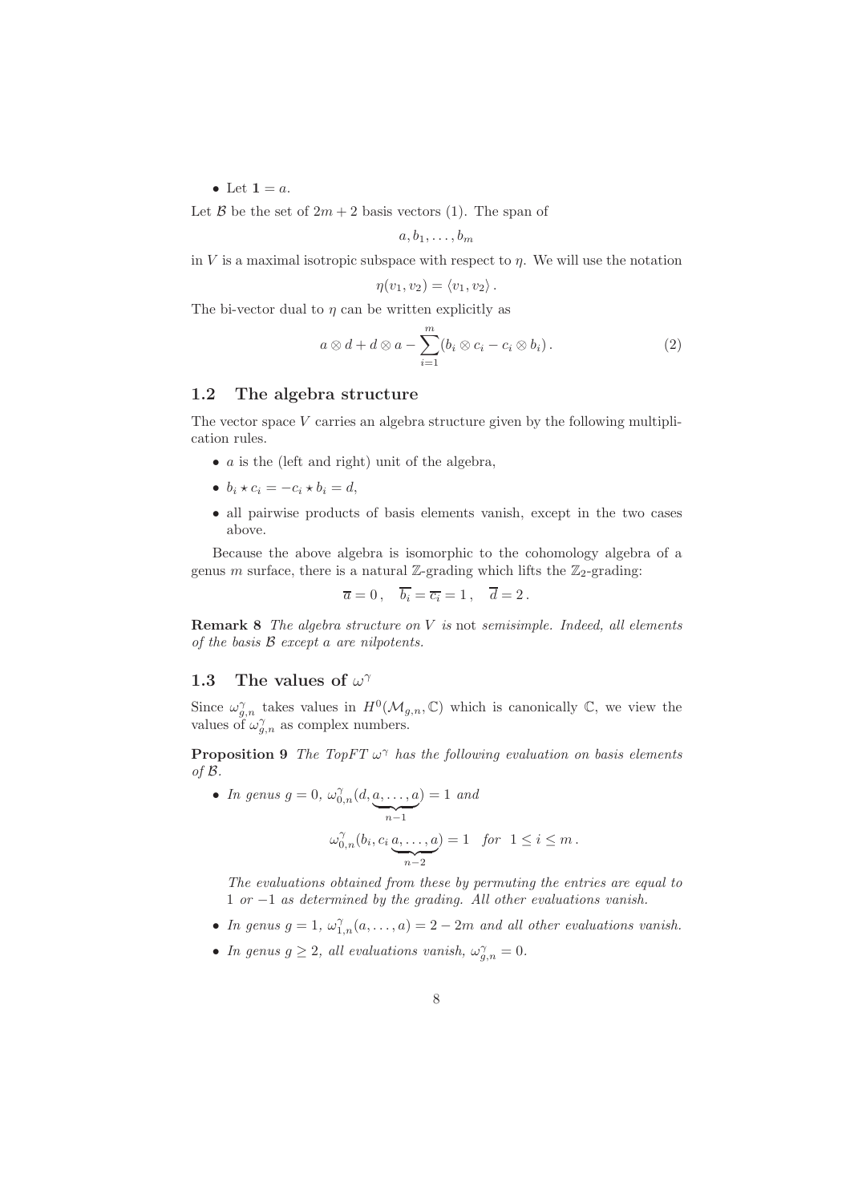- Let $\mathbf{1} = a$.

Let $\mathcal{B}$ be the set of $2m+2$ basis vectors (1). The span of

$$a, b_1, \ldots, b_m$$

in $V$ is a maximal isotropic subspace with respect to $\eta$. We will use the notation

$$\eta(v_1, v_2) = \langle v_1, v_2 \rangle \,.$$

The bi-vector dual to $\eta$ can be written explicitly as

$$a \otimes d + d \otimes a - \sum_{i=1}^{m} (b_i \otimes c_i - c_i \otimes b_i) \,. \tag{2}$$

## 1.2 The algebra structure

The vector space $V$ carries an algebra structure given by the following multiplication rules.

- $a$ is the (left and right) unit of the algebra,
- $b_i \star c_i = -c_i \star b_i = d$,
- all pairwise products of basis elements vanish, except in the two cases above.

Because the above algebra is isomorphic to the cohomology algebra of a genus $m$ surface, there is a natural $\mathbb{Z}$-grading which lifts the $\mathbb{Z}_2$-grading:

$$\overline{a} = 0 \,, \quad \overline{b_i} = \overline{c_i} = 1 \,, \quad \overline{d} = 2 \,.$$

**Remark 8** *The algebra structure on $V$ is* not *semisimple. Indeed, all elements of the basis $\mathcal{B}$ except $a$ are nilpotents.*

## 1.3 The values of $\omega^\gamma$

Since $\omega^\gamma_{g,n}$ takes values in $H^0(\mathcal{M}_{g,n}, \mathbb{C})$ which is canonically $\mathbb{C}$, we view the values of $\omega^\gamma_{g,n}$ as complex numbers.

**Proposition 9** *The TopFT $\omega^\gamma$ has the following evaluation on basis elements of $\mathcal{B}$.*

- *In genus $g = 0$, $\omega^\gamma_{0,n}(d, \underbrace{a, \ldots, a}_{n-1}) = 1$ and*

$$\omega^\gamma_{0,n}(b_i, c_i \underbrace{a, \ldots, a}_{n-2}) = 1 \quad \textit{for} \;\; 1 \leq i \leq m \,.$$

*The evaluations obtained from these by permuting the entries are equal to 1 or $-1$ as determined by the grading. All other evaluations vanish.*

- *In genus $g = 1$, $\omega^\gamma_{1,n}(a, \ldots, a) = 2 - 2m$ and all other evaluations vanish.*
- *In genus $g \geq 2$, all evaluations vanish, $\omega^\gamma_{g,n} = 0$.*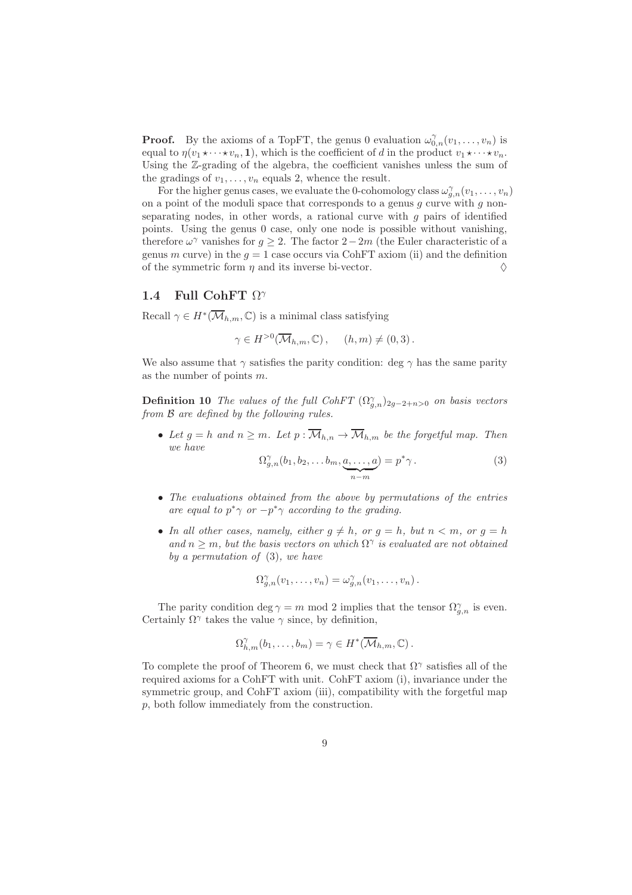**Proof.** By the axioms of a TopFT, the genus 0 evaluation $\omega^{\gamma}_{0,n}(v_1,\ldots,v_n)$ is equal to $\eta(v_1 \star \cdots \star v_n, \mathbf{1})$, which is the coefficient of $d$ in the product $v_1 \star \cdots \star v_n$. Using the $\mathbb{Z}$-grading of the algebra, the coefficient vanishes unless the sum of the gradings of $v_1,\ldots,v_n$ equals 2, whence the result.

For the higher genus cases, we evaluate the 0-cohomology class $\omega^{\gamma}_{g,n}(v_1,\ldots,v_n)$ on a point of the moduli space that corresponds to a genus $g$ curve with $g$ non-separating nodes, in other words, a rational curve with $g$ pairs of identified points. Using the genus 0 case, only one node is possible without vanishing, therefore $\omega^{\gamma}$ vanishes for $g \geq 2$. The factor $2-2m$ (the Euler characteristic of a genus $m$ curve) in the $g=1$ case occurs via CohFT axiom (ii) and the definition of the symmetric form $\eta$ and its inverse bi-vector. $\lozenge$

## 1.4 Full CohFT $\Omega^{\gamma}$

Recall $\gamma \in H^*(\overline{\mathcal{M}}_{h,m},\mathbb{C})$ is a minimal class satisfying

$$\gamma \in H^{>0}(\overline{\mathcal{M}}_{h,m},\mathbb{C}), \qquad (h,m) \neq (0,3).$$

We also assume that $\gamma$ satisfies the parity condition: deg $\gamma$ has the same parity as the number of points $m$.

**Definition 10** *The values of the full CohFT $(\Omega^{\gamma}_{g,n})_{2g-2+n>0}$ on basis vectors from $\mathcal{B}$ are defined by the following rules.*

- *Let $g = h$ and $n \geq m$. Let $p : \overline{\mathcal{M}}_{h,n} \to \overline{\mathcal{M}}_{h,m}$ be the forgetful map. Then we have*
$$\Omega^{\gamma}_{g,n}(b_1, b_2, \ldots b_m, \underbrace{a, \ldots, a}_{n-m}) = p^*\gamma. \tag{3}$$

- *The evaluations obtained from the above by permutations of the entries are equal to $p^*\gamma$ or $-p^*\gamma$ according to the grading.*

- *In all other cases, namely, either $g \neq h$, or $g = h$, but $n < m$, or $g = h$ and $n \geq m$, but the basis vectors on which $\Omega^{\gamma}$ is evaluated are not obtained by a permutation of* (3)*, we have*
$$\Omega^{\gamma}_{g,n}(v_1,\ldots,v_n) = \omega^{\gamma}_{g,n}(v_1,\ldots,v_n).$$

The parity condition $\deg \gamma = m \bmod 2$ implies that the tensor $\Omega^{\gamma}_{g,n}$ is even. Certainly $\Omega^{\gamma}$ takes the value $\gamma$ since, by definition,

$$\Omega^{\gamma}_{h,m}(b_1,\ldots,b_m) = \gamma \in H^*(\overline{\mathcal{M}}_{h,m},\mathbb{C}).$$

To complete the proof of Theorem 6, we must check that $\Omega^{\gamma}$ satisfies all of the required axioms for a CohFT with unit. CohFT axiom (i), invariance under the symmetric group, and CohFT axiom (iii), compatibility with the forgetful map $p$, both follow immediately from the construction.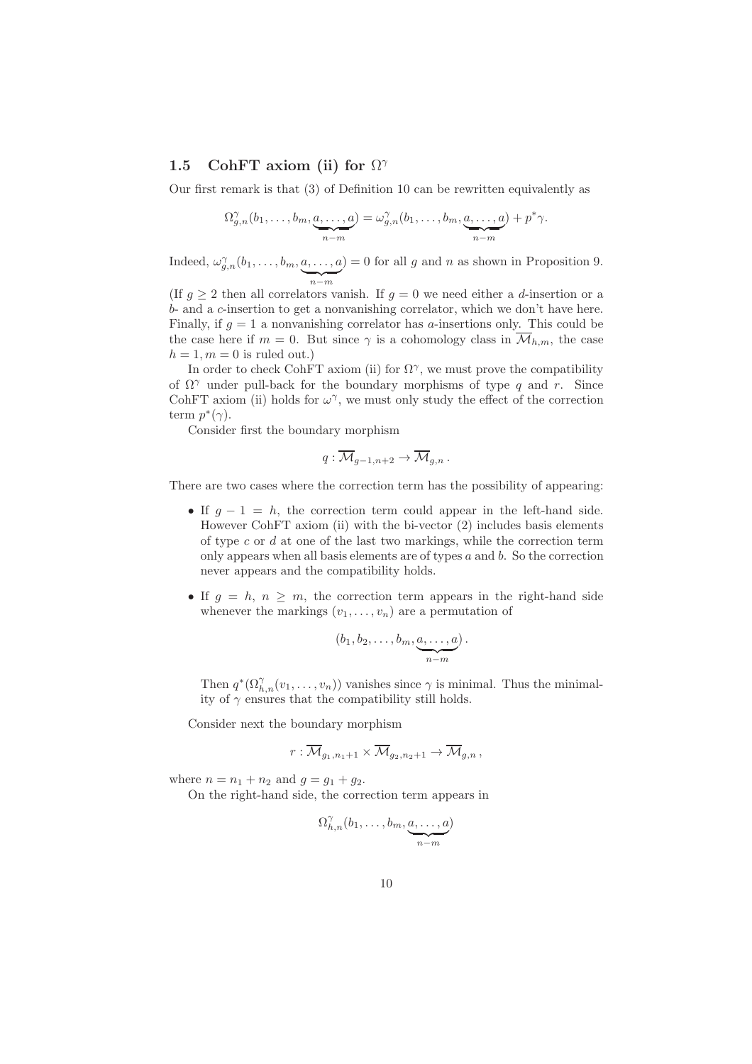## 1.5 CohFT axiom (ii) for $\Omega^\gamma$

Our first remark is that (3) of Definition 10 can be rewritten equivalently as

$$\Omega^\gamma_{g,n}(b_1, \dots, b_m, \underbrace{a, \dots, a}_{n-m}) = \omega^\gamma_{g,n}(b_1, \dots, b_m, \underbrace{a, \dots, a}_{n-m}) + p^*\gamma.$$

Indeed, $\omega^\gamma_{g,n}(b_1, \dots, b_m, \underbrace{a, \dots, a}_{n-m}) = 0$ for all $g$ and $n$ as shown in Proposition 9. (If $g \geq 2$ then all correlators vanish. If $g = 0$ we need either a $d$-insertion or a $b$- and a $c$-insertion to get a nonvanishing correlator, which we don't have here. Finally, if $g = 1$ a nonvanishing correlator has $a$-insertions only. This could be the case here if $m = 0$. But since $\gamma$ is a cohomology class in $\overline{\mathcal{M}}_{h,m}$, the case $h = 1, m = 0$ is ruled out.)

In order to check CohFT axiom (ii) for $\Omega^\gamma$, we must prove the compatibility of $\Omega^\gamma$ under pull-back for the boundary morphisms of type $q$ and $r$. Since CohFT axiom (ii) holds for $\omega^\gamma$, we must only study the effect of the correction term $p^*(\gamma)$.

Consider first the boundary morphism

$$q : \overline{\mathcal{M}}_{g-1,n+2} \to \overline{\mathcal{M}}_{g,n}\,.$$

There are two cases where the correction term has the possibility of appearing:

- If $g - 1 = h$, the correction term could appear in the left-hand side. However CohFT axiom (ii) with the bi-vector (2) includes basis elements of type $c$ or $d$ at one of the last two markings, while the correction term only appears when all basis elements are of types $a$ and $b$. So the correction never appears and the compatibility holds.
- If $g = h$, $n \geq m$, the correction term appears in the right-hand side whenever the markings $(v_1, \dots, v_n)$ are a permutation of

$$(b_1, b_2, \dots, b_m, \underbrace{a, \dots, a}_{n-m})\,.$$

Then $q^*(\Omega^\gamma_{h,n}(v_1, \dots, v_n))$ vanishes since $\gamma$ is minimal. Thus the minimality of $\gamma$ ensures that the compatibility still holds.

Consider next the boundary morphism

$$r : \overline{\mathcal{M}}_{g_1,n_1+1} \times \overline{\mathcal{M}}_{g_2,n_2+1} \to \overline{\mathcal{M}}_{g,n}\,,$$

where $n = n_1 + n_2$ and $g = g_1 + g_2$.

On the right-hand side, the correction term appears in

$$\Omega^\gamma_{h,n}(b_1, \dots, b_m, \underbrace{a, \dots, a}_{n-m})$$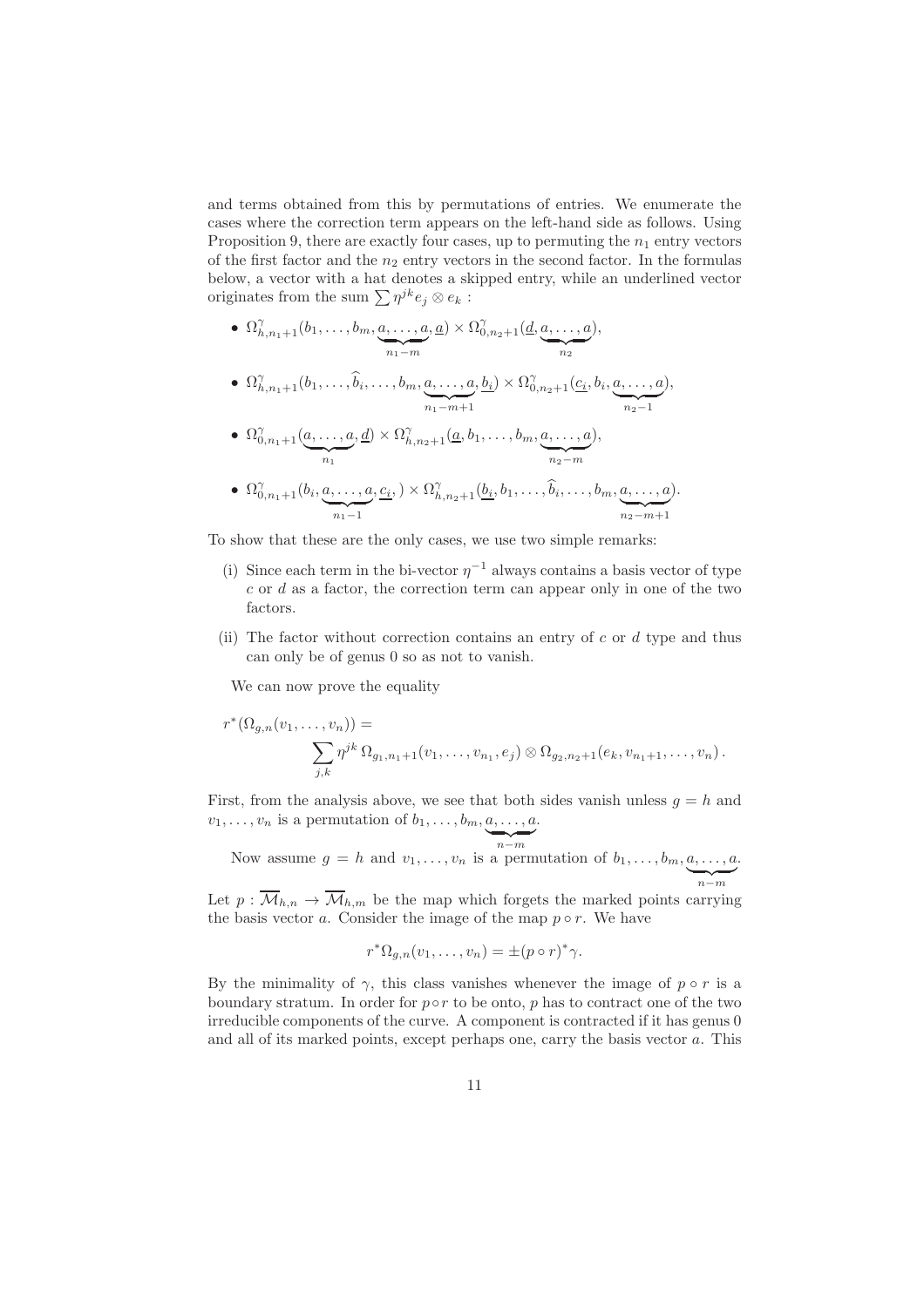and terms obtained from this by permutations of entries. We enumerate the cases where the correction term appears on the left-hand side as follows. Using Proposition 9, there are exactly four cases, up to permuting the $n_1$ entry vectors of the first factor and the $n_2$ entry vectors in the second factor. In the formulas below, a vector with a hat denotes a skipped entry, while an underlined vector originates from the sum $\sum \eta^{jk} e_j \otimes e_k$ :

- $\Omega^\gamma_{h,n_1+1}(b_1,\ldots,b_m,\underbrace{a,\ldots,a}_{n_1-m},\underline{a}) \times \Omega^\gamma_{0,n_2+1}(\underline{d},\underbrace{a,\ldots,a}_{n_2})$,
- $\Omega^\gamma_{h,n_1+1}(b_1,\ldots,\widehat{b_i},\ldots,b_m,\underbrace{a,\ldots,a}_{n_1-m+1},\underline{b_i}) \times \Omega^\gamma_{0,n_2+1}(\underline{c_i},b_i,\underbrace{a,\ldots,a}_{n_2-1})$,
- $\Omega^\gamma_{0,n_1+1}(\underbrace{a,\ldots,a}_{n_1},\underline{d}) \times \Omega^\gamma_{h,n_2+1}(\underline{a},b_1,\ldots,b_m,\underbrace{a,\ldots,a}_{n_2-m})$,
- $\Omega^\gamma_{0,n_1+1}(b_i,\underbrace{a,\ldots,a}_{n_1-1},\underline{c_i},) \times \Omega^\gamma_{h,n_2+1}(\underline{b_i},b_1,\ldots,\widehat{b_i},\ldots,b_m,\underbrace{a,\ldots,a}_{n_2-m+1})$.

To show that these are the only cases, we use two simple remarks:

(i) Since each term in the bi-vector $\eta^{-1}$ always contains a basis vector of type $c$ or $d$ as a factor, the correction term can appear only in one of the two factors.

(ii) The factor without correction contains an entry of $c$ or $d$ type and thus can only be of genus 0 so as not to vanish.

We can now prove the equality

$$r^*(\Omega_{g,n}(v_1,\ldots,v_n)) = \sum_{j,k} \eta^{jk}\, \Omega_{g_1,n_1+1}(v_1,\ldots,v_{n_1},e_j) \otimes \Omega_{g_2,n_2+1}(e_k,v_{n_1+1},\ldots,v_n)\,.$$

First, from the analysis above, we see that both sides vanish unless $g = h$ and $v_1,\ldots,v_n$ is a permutation of $b_1,\ldots,b_m,\underbrace{a,\ldots,a}_{n-m}$.

Now assume $g = h$ and $v_1,\ldots,v_n$ is a permutation of $b_1,\ldots,b_m,\underbrace{a,\ldots,a}_{n-m}$. Let $p : \overline{\mathcal{M}}_{h,n} \to \overline{\mathcal{M}}_{h,m}$ be the map which forgets the marked points carrying the basis vector $a$. Consider the image of the map $p \circ r$. We have

$$r^*\Omega_{g,n}(v_1,\ldots,v_n) = \pm (p \circ r)^*\gamma.$$

By the minimality of $\gamma$, this class vanishes whenever the image of $p \circ r$ is a boundary stratum. In order for $p \circ r$ to be onto, $p$ has to contract one of the two irreducible components of the curve. A component is contracted if it has genus 0 and all of its marked points, except perhaps one, carry the basis vector $a$. This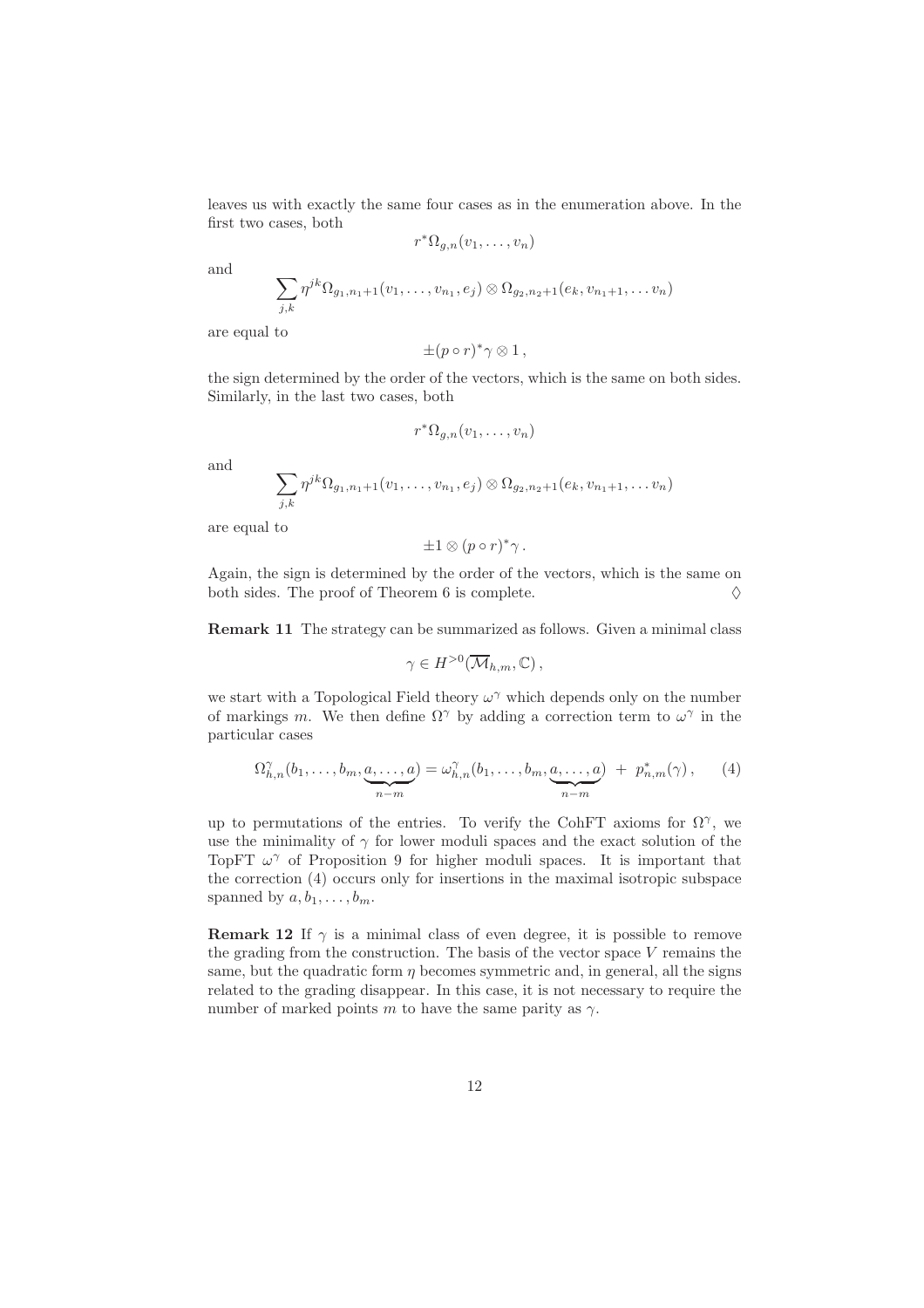leaves us with exactly the same four cases as in the enumeration above. In the first two cases, both

$$r^*\Omega_{g,n}(v_1,\dots,v_n)$$

and

$$\sum_{j,k} \eta^{jk}\Omega_{g_1,n_1+1}(v_1,\dots,v_{n_1},e_j)\otimes\Omega_{g_2,n_2+1}(e_k,v_{n_1+1},\dots v_n)$$

are equal to

$$\pm(p\circ r)^*\gamma\otimes 1\,,$$

the sign determined by the order of the vectors, which is the same on both sides. Similarly, in the last two cases, both

$$r^*\Omega_{g,n}(v_1,\dots,v_n)$$

and

$$\sum_{j,k} \eta^{jk}\Omega_{g_1,n_1+1}(v_1,\dots,v_{n_1},e_j)\otimes\Omega_{g_2,n_2+1}(e_k,v_{n_1+1},\dots v_n)$$

are equal to

$$\pm 1\otimes(p\circ r)^*\gamma\,.$$

Again, the sign is determined by the order of the vectors, which is the same on both sides. The proof of Theorem 6 is complete. $\Diamond$

**Remark 11** The strategy can be summarized as follows. Given a minimal class

$$\gamma\in H^{>0}(\overline{\mathcal{M}}_{h,m},\mathbb{C})\,,$$

we start with a Topological Field theory $\omega^\gamma$ which depends only on the number of markings $m$. We then define $\Omega^\gamma$ by adding a correction term to $\omega^\gamma$ in the particular cases

$$\Omega^\gamma_{h,n}(b_1,\dots,b_m,\underbrace{a,\dots,a}_{n-m}) = \omega^\gamma_{h,n}(b_1,\dots,b_m,\underbrace{a,\dots,a}_{n-m}) \;+\; p^*_{n,m}(\gamma)\,, \qquad (4)$$

up to permutations of the entries. To verify the CohFT axioms for $\Omega^\gamma$, we use the minimality of $\gamma$ for lower moduli spaces and the exact solution of the TopFT $\omega^\gamma$ of Proposition 9 for higher moduli spaces. It is important that the correction (4) occurs only for insertions in the maximal isotropic subspace spanned by $a,b_1,\dots,b_m$.

**Remark 12** If $\gamma$ is a minimal class of even degree, it is possible to remove the grading from the construction. The basis of the vector space $V$ remains the same, but the quadratic form $\eta$ becomes symmetric and, in general, all the signs related to the grading disappear. In this case, it is not necessary to require the number of marked points $m$ to have the same parity as $\gamma$.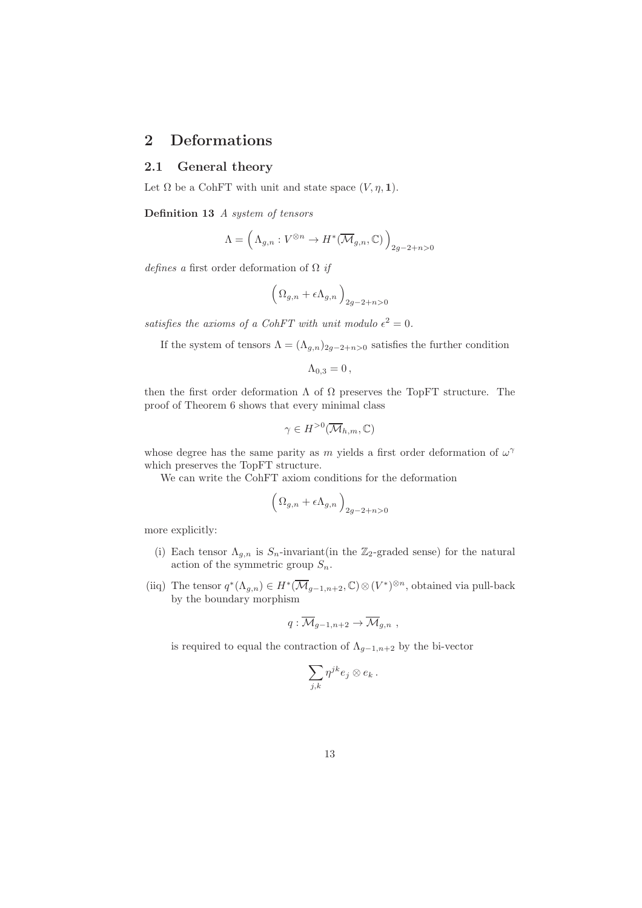# 2 Deformations

## 2.1 General theory

Let $\Omega$ be a CohFT with unit and state space $(V, \eta, \mathbf{1})$.

**Definition 13** *A system of tensors*

$$\Lambda = \Big( \Lambda_{g,n} : V^{\otimes n} \to H^*(\overline{\mathcal{M}}_{g,n}, \mathbb{C}) \Big)_{2g-2+n>0}$$

*defines a* first order deformation of $\Omega$ *if*

$$\Big( \Omega_{g,n} + \epsilon \Lambda_{g,n} \Big)_{2g-2+n>0}$$

*satisfies the axioms of a CohFT with unit modulo $\epsilon^2 = 0$.*

If the system of tensors $\Lambda = (\Lambda_{g,n})_{2g-2+n>0}$ satisfies the further condition

$$\Lambda_{0,3} = 0 \,,$$

then the first order deformation $\Lambda$ of $\Omega$ preserves the TopFT structure. The proof of Theorem 6 shows that every minimal class

$$\gamma \in H^{>0}(\overline{\mathcal{M}}_{h,m}, \mathbb{C})$$

whose degree has the same parity as $m$ yields a first order deformation of $\omega^\gamma$ which preserves the TopFT structure.

We can write the CohFT axiom conditions for the deformation

$$\Big( \Omega_{g,n} + \epsilon \Lambda_{g,n} \Big)_{2g-2+n>0}$$

more explicitly:

- (i) Each tensor $\Lambda_{g,n}$ is $S_n$-invariant(in the $\mathbb{Z}_2$-graded sense) for the natural action of the symmetric group $S_n$.
- (iiq) The tensor $q^*(\Lambda_{g,n}) \in H^*(\overline{\mathcal{M}}_{g-1,n+2}, \mathbb{C}) \otimes (V^*)^{\otimes n}$, obtained via pull-back by the boundary morphism

  $$q : \overline{\mathcal{M}}_{g-1,n+2} \to \overline{\mathcal{M}}_{g,n} \ ,$$

  is required to equal the contraction of $\Lambda_{g-1,n+2}$ by the bi-vector

  $$\sum_{j,k} \eta^{jk} e_j \otimes e_k \,.$$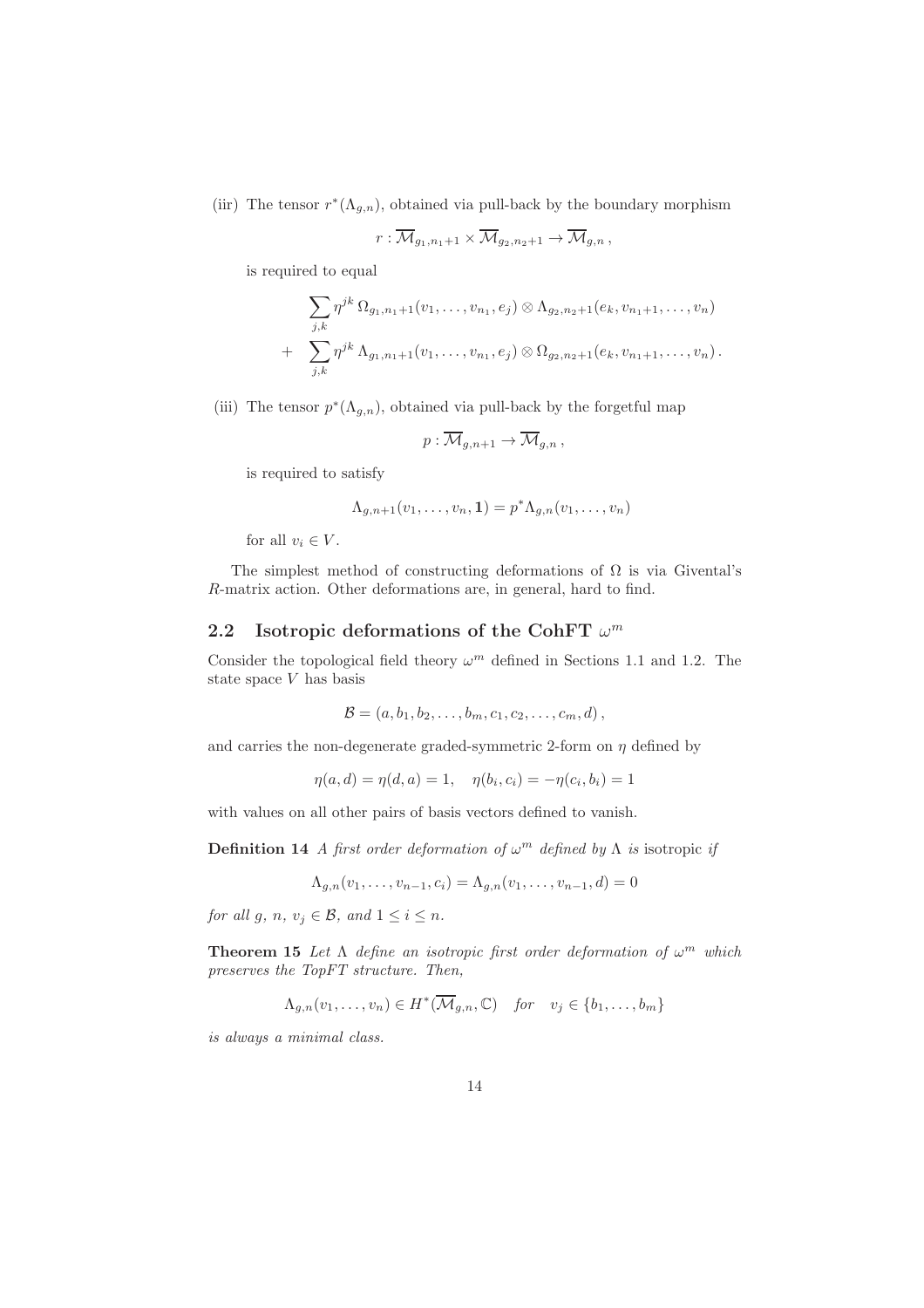(iir) The tensor $r^*(\Lambda_{g,n})$, obtained via pull-back by the boundary morphism

$$r : \overline{\mathcal{M}}_{g_1,n_1+1} \times \overline{\mathcal{M}}_{g_2,n_2+1} \to \overline{\mathcal{M}}_{g,n}\,,$$

is required to equal

$$\begin{aligned} &\sum_{j,k} \eta^{jk}\, \Omega_{g_1,n_1+1}(v_1,\ldots,v_{n_1},e_j) \otimes \Lambda_{g_2,n_2+1}(e_k,v_{n_1+1},\ldots,v_n) \\ + &\sum_{j,k} \eta^{jk}\, \Lambda_{g_1,n_1+1}(v_1,\ldots,v_{n_1},e_j) \otimes \Omega_{g_2,n_2+1}(e_k,v_{n_1+1},\ldots,v_n)\,. \end{aligned}$$

(iii) The tensor $p^*(\Lambda_{g,n})$, obtained via pull-back by the forgetful map

$$p : \overline{\mathcal{M}}_{g,n+1} \to \overline{\mathcal{M}}_{g,n}\,,$$

is required to satisfy

$$\Lambda_{g,n+1}(v_1,\ldots,v_n,\mathbf{1}) = p^*\Lambda_{g,n}(v_1,\ldots,v_n)$$

for all $v_i \in V$.

The simplest method of constructing deformations of $\Omega$ is via Givental's $R$-matrix action. Other deformations are, in general, hard to find.

## 2.2 Isotropic deformations of the CohFT $\omega^m$

Consider the topological field theory $\omega^m$ defined in Sections 1.1 and 1.2. The state space $V$ has basis

$$\mathcal{B} = (a, b_1, b_2, \ldots, b_m, c_1, c_2, \ldots, c_m, d)\,,$$

and carries the non-degenerate graded-symmetric 2-form on $\eta$ defined by

$$\eta(a,d) = \eta(d,a) = 1, \quad \eta(b_i,c_i) = -\eta(c_i,b_i) = 1$$

with values on all other pairs of basis vectors defined to vanish.

**Definition 14** *A first order deformation of $\omega^m$ defined by $\Lambda$ is* isotropic *if*

$$\Lambda_{g,n}(v_1,\ldots,v_{n-1},c_i) = \Lambda_{g,n}(v_1,\ldots,v_{n-1},d) = 0$$

*for all $g$, $n$, $v_j \in \mathcal{B}$, and $1 \le i \le n$.*

**Theorem 15** *Let $\Lambda$ define an isotropic first order deformation of $\omega^m$ which preserves the TopFT structure. Then,*

$$\Lambda_{g,n}(v_1,\ldots,v_n) \in H^*(\overline{\mathcal{M}}_{g,n},\mathbb{C}) \quad \textit{for} \quad v_j \in \{b_1,\ldots,b_m\}$$

*is always a minimal class.*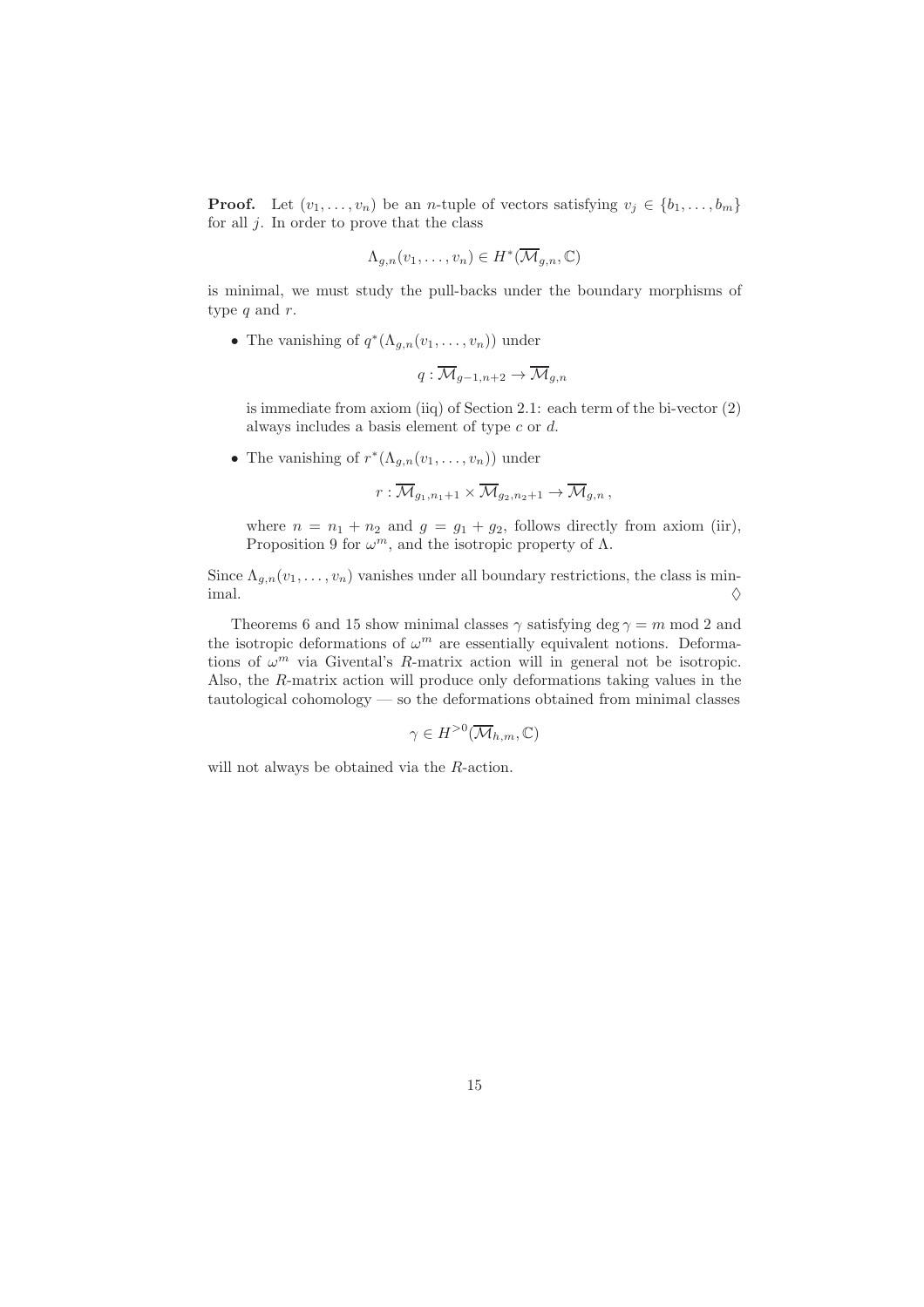**Proof.** Let $(v_1, \ldots, v_n)$ be an $n$-tuple of vectors satisfying $v_j \in \{b_1, \ldots, b_m\}$ for all $j$. In order to prove that the class

$$\Lambda_{g,n}(v_1, \ldots, v_n) \in H^*(\overline{\mathcal{M}}_{g,n}, \mathbb{C})$$

is minimal, we must study the pull-backs under the boundary morphisms of type $q$ and $r$.

- The vanishing of $q^*(\Lambda_{g,n}(v_1, \ldots, v_n))$ under

$$q : \overline{\mathcal{M}}_{g-1,n+2} \to \overline{\mathcal{M}}_{g,n}$$

is immediate from axiom (iiq) of Section 2.1: each term of the bi-vector (2) always includes a basis element of type $c$ or $d$.

- The vanishing of $r^*(\Lambda_{g,n}(v_1, \ldots, v_n))$ under

$$r : \overline{\mathcal{M}}_{g_1,n_1+1} \times \overline{\mathcal{M}}_{g_2,n_2+1} \to \overline{\mathcal{M}}_{g,n} ,$$

where $n = n_1 + n_2$ and $g = g_1 + g_2$, follows directly from axiom (iir), Proposition 9 for $\omega^m$, and the isotropic property of $\Lambda$.

Since $\Lambda_{g,n}(v_1, \ldots, v_n)$ vanishes under all boundary restrictions, the class is minimal. $\Diamond$

Theorems 6 and 15 show minimal classes $\gamma$ satisfying $\deg \gamma = m \bmod 2$ and the isotropic deformations of $\omega^m$ are essentially equivalent notions. Deformations of $\omega^m$ via Givental's $R$-matrix action will in general not be isotropic. Also, the $R$-matrix action will produce only deformations taking values in the tautological cohomology — so the deformations obtained from minimal classes

$$\gamma \in H^{>0}(\overline{\mathcal{M}}_{h,m}, \mathbb{C})$$

will not always be obtained via the $R$-action.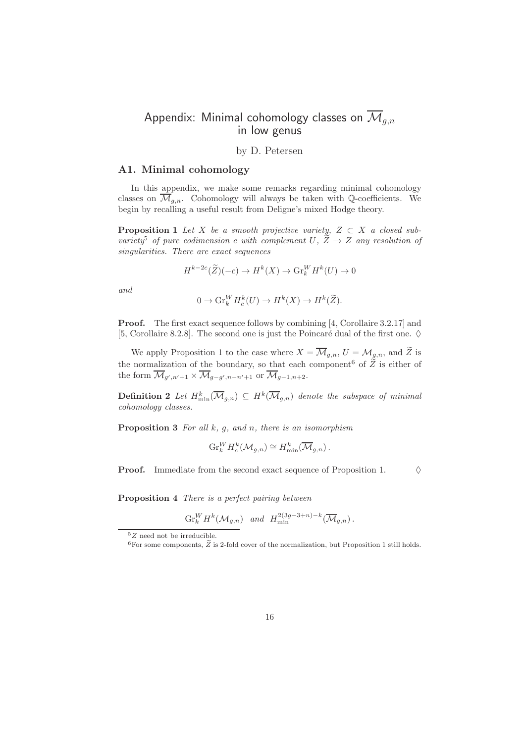# Appendix: Minimal cohomology classes on $\overline{\mathcal{M}}_{g,n}$ in low genus

by D. Petersen

## A1. Minimal cohomology

In this appendix, we make some remarks regarding minimal cohomology classes on $\overline{\mathcal{M}}_{g,n}$. Cohomology will always be taken with $\mathbb{Q}$-coefficients. We begin by recalling a useful result from Deligne's mixed Hodge theory.

**Proposition 1** *Let $X$ be a smooth projective variety, $Z \subset X$ a closed subvariety*[5] *of pure codimension $c$ with complement $U$, $\widetilde{Z} \to Z$ any resolution of singularities. There are exact sequences*

$$H^{k-2c}(\widetilde{Z})(-c) \to H^k(X) \to \mathrm{Gr}_k^W H^k(U) \to 0$$

*and*

$$0 \to \mathrm{Gr}_k^W H_c^k(U) \to H^k(X) \to H^k(\widetilde{Z}).$$

**Proof.** The first exact sequence follows by combining [4, Corollaire 3.2.17] and [5, Corollaire 8.2.8]. The second one is just the Poincaré dual of the first one. $\diamondsuit$

We apply Proposition 1 to the case where $X = \overline{\mathcal{M}}_{g,n}$, $U = \mathcal{M}_{g,n}$, and $\widetilde{Z}$ is the normalization of the boundary, so that each component[6] of $\widetilde{Z}$ is either of the form $\overline{\mathcal{M}}_{g',n'+1} \times \overline{\mathcal{M}}_{g-g',n-n'+1}$ or $\overline{\mathcal{M}}_{g-1,n+2}$.

**Definition 2** *Let $H^k_{\min}(\overline{\mathcal{M}}_{g,n}) \subseteq H^k(\overline{\mathcal{M}}_{g,n})$ denote the subspace of minimal cohomology classes.*

**Proposition 3** *For all $k$, $g$, and $n$, there is an isomorphism*

$$\mathrm{Gr}_k^W H_c^k(\mathcal{M}_{g,n}) \cong H^k_{\min}(\overline{\mathcal{M}}_{g,n}).$$

**Proof.** Immediate from the second exact sequence of Proposition 1. $\diamondsuit$

**Proposition 4** *There is a perfect pairing between*

$$\mathrm{Gr}_k^W H^k(\mathcal{M}_{g,n}) \quad \text{and} \quad H^{2(3g-3+n)-k}_{\min}(\overline{\mathcal{M}}_{g,n}).$$

[5] $Z$ need not be irreducible.

[6] For some components, $\widetilde{Z}$ is 2-fold cover of the normalization, but Proposition 1 still holds.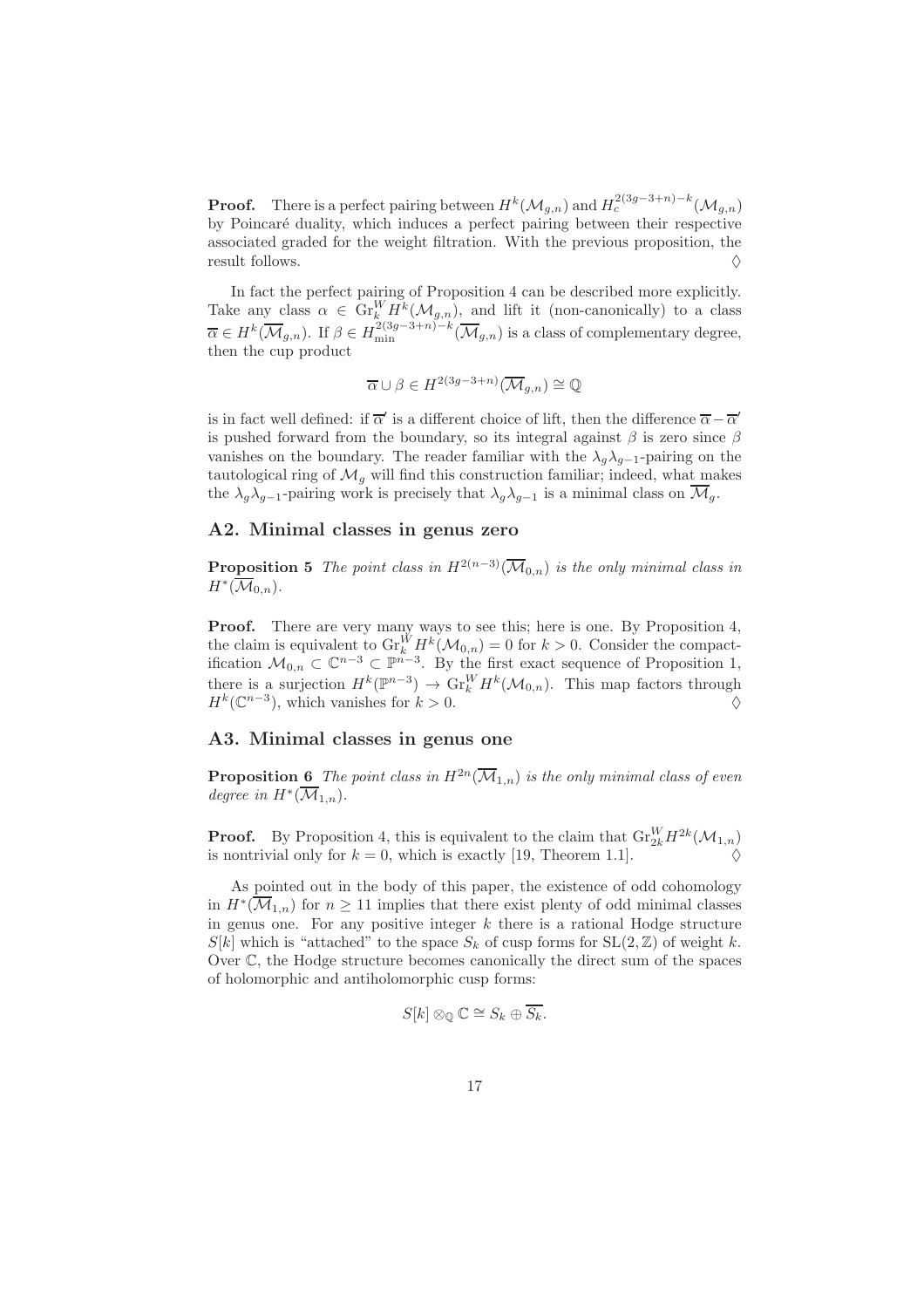**Proof.** There is a perfect pairing between $H^k(\mathcal{M}_{g,n})$ and $H_c^{2(3g-3+n)-k}(\mathcal{M}_{g,n})$ by Poincaré duality, which induces a perfect pairing between their respective associated graded for the weight filtration. With the previous proposition, the result follows. $\Diamond$

In fact the perfect pairing of Proposition 4 can be described more explicitly. Take any class $\alpha \in \mathrm{Gr}_k^W H^k(\mathcal{M}_{g,n})$, and lift it (non-canonically) to a class $\overline{\alpha} \in H^k(\overline{\mathcal{M}}_{g,n})$. If $\beta \in H_{\min}^{2(3g-3+n)-k}(\overline{\mathcal{M}}_{g,n})$ is a class of complementary degree, then the cup product

$$\overline{\alpha} \cup \beta \in H^{2(3g-3+n)}(\overline{\mathcal{M}}_{g,n}) \cong \mathbb{Q}$$

is in fact well defined: if $\overline{\alpha}'$ is a different choice of lift, then the difference $\overline{\alpha} - \overline{\alpha}'$ is pushed forward from the boundary, so its integral against $\beta$ is zero since $\beta$ vanishes on the boundary. The reader familiar with the $\lambda_g\lambda_{g-1}$-pairing on the tautological ring of $\mathcal{M}_g$ will find this construction familiar; indeed, what makes the $\lambda_g\lambda_{g-1}$-pairing work is precisely that $\lambda_g\lambda_{g-1}$ is a minimal class on $\overline{\mathcal{M}}_g$.

## A2. Minimal classes in genus zero

**Proposition 5** *The point class in $H^{2(n-3)}(\overline{\mathcal{M}}_{0,n})$ is the only minimal class in $H^*(\overline{\mathcal{M}}_{0,n})$.*

**Proof.** There are very many ways to see this; here is one. By Proposition 4, the claim is equivalent to $\mathrm{Gr}_k^W H^k(\mathcal{M}_{0,n}) = 0$ for $k > 0$. Consider the compactification $\mathcal{M}_{0,n} \subset \mathbb{C}^{n-3} \subset \mathbb{P}^{n-3}$. By the first exact sequence of Proposition 1, there is a surjection $H^k(\mathbb{P}^{n-3}) \to \mathrm{Gr}_k^W H^k(\mathcal{M}_{0,n})$. This map factors through $H^k(\mathbb{C}^{n-3})$, which vanishes for $k > 0$. $\Diamond$

## A3. Minimal classes in genus one

**Proposition 6** *The point class in $H^{2n}(\overline{\mathcal{M}}_{1,n})$ is the only minimal class of even degree in $H^*(\overline{\mathcal{M}}_{1,n})$.*

**Proof.** By Proposition 4, this is equivalent to the claim that $\mathrm{Gr}_{2k}^W H^{2k}(\mathcal{M}_{1,n})$ is nontrivial only for $k = 0$, which is exactly [19, Theorem 1.1]. $\Diamond$

As pointed out in the body of this paper, the existence of odd cohomology in $H^*(\overline{\mathcal{M}}_{1,n})$ for $n \geq 11$ implies that there exist plenty of odd minimal classes in genus one. For any positive integer $k$ there is a rational Hodge structure $S[k]$ which is "attached" to the space $S_k$ of cusp forms for $\mathrm{SL}(2,\mathbb{Z})$ of weight $k$. Over $\mathbb{C}$, the Hodge structure becomes canonically the direct sum of the spaces of holomorphic and antiholomorphic cusp forms:

$$S[k] \otimes_{\mathbb{Q}} \mathbb{C} \cong S_k \oplus \overline{S_k}.$$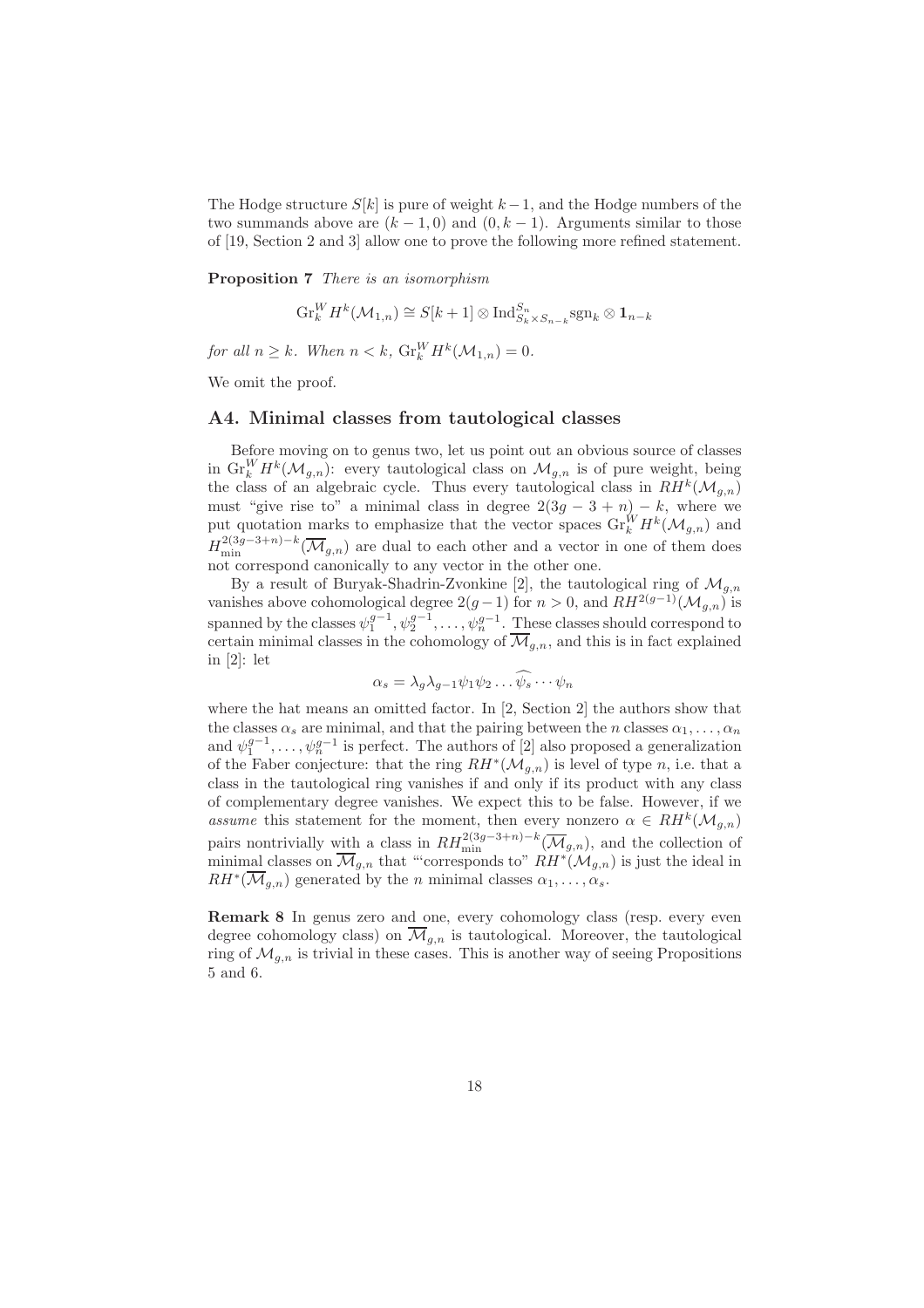The Hodge structure $S[k]$ is pure of weight $k-1$, and the Hodge numbers of the two summands above are $(k-1,0)$ and $(0,k-1)$. Arguments similar to those of [19, Section 2 and 3] allow one to prove the following more refined statement.

**Proposition 7** *There is an isomorphism*

$$\mathrm{Gr}_k^W H^k(\mathcal{M}_{1,n}) \cong S[k+1] \otimes \mathrm{Ind}_{S_k \times S_{n-k}}^{S_n} \mathrm{sgn}_k \otimes \mathbf{1}_{n-k}$$

*for all $n \geq k$. When $n < k$, $\mathrm{Gr}_k^W H^k(\mathcal{M}_{1,n}) = 0$.*

We omit the proof.

## A4. Minimal classes from tautological classes

Before moving on to genus two, let us point out an obvious source of classes in $\mathrm{Gr}_k^W H^k(\mathcal{M}_{g,n})$: every tautological class on $\mathcal{M}_{g,n}$ is of pure weight, being the class of an algebraic cycle. Thus every tautological class in $RH^k(\mathcal{M}_{g,n})$ must "give rise to" a minimal class in degree $2(3g-3+n)-k$, where we put quotation marks to emphasize that the vector spaces $\mathrm{Gr}_k^W H^k(\mathcal{M}_{g,n})$ and $H_{\min}^{2(3g-3+n)-k}(\overline{\mathcal{M}}_{g,n})$ are dual to each other and a vector in one of them does not correspond canonically to any vector in the other one.

By a result of Buryak-Shadrin-Zvonkine [2], the tautological ring of $\mathcal{M}_{g,n}$ vanishes above cohomological degree $2(g-1)$ for $n>0$, and $RH^{2(g-1)}(\mathcal{M}_{g,n})$ is spanned by the classes $\psi_1^{g-1}, \psi_2^{g-1}, \ldots, \psi_n^{g-1}$. These classes should correspond to certain minimal classes in the cohomology of $\overline{\mathcal{M}}_{g,n}$, and this is in fact explained in [2]: let

$$\alpha_s = \lambda_g \lambda_{g-1} \psi_1 \psi_2 \ldots \widehat{\psi_s} \cdots \psi_n$$

where the hat means an omitted factor. In [2, Section 2] the authors show that the classes $\alpha_s$ are minimal, and that the pairing between the $n$ classes $\alpha_1, \ldots, \alpha_n$ and $\psi_1^{g-1}, \ldots, \psi_n^{g-1}$ is perfect. The authors of [2] also proposed a generalization of the Faber conjecture: that the ring $RH^*(\mathcal{M}_{g,n})$ is level of type $n$, i.e. that a class in the tautological ring vanishes if and only if its product with any class of complementary degree vanishes. We expect this to be false. However, if we *assume* this statement for the moment, then every nonzero $\alpha \in RH^k(\mathcal{M}_{g,n})$ pairs nontrivially with a class in $RH_{\min}^{2(3g-3+n)-k}(\overline{\mathcal{M}}_{g,n})$, and the collection of minimal classes on $\overline{\mathcal{M}}_{g,n}$ that "'corresponds to" $RH^*(\mathcal{M}_{g,n})$ is just the ideal in $RH^*(\overline{\mathcal{M}}_{g,n})$ generated by the $n$ minimal classes $\alpha_1, \ldots, \alpha_s$.

**Remark 8** In genus zero and one, every cohomology class (resp. every even degree cohomology class) on $\overline{\mathcal{M}}_{g,n}$ is tautological. Moreover, the tautological ring of $\mathcal{M}_{g,n}$ is trivial in these cases. This is another way of seeing Propositions 5 and 6.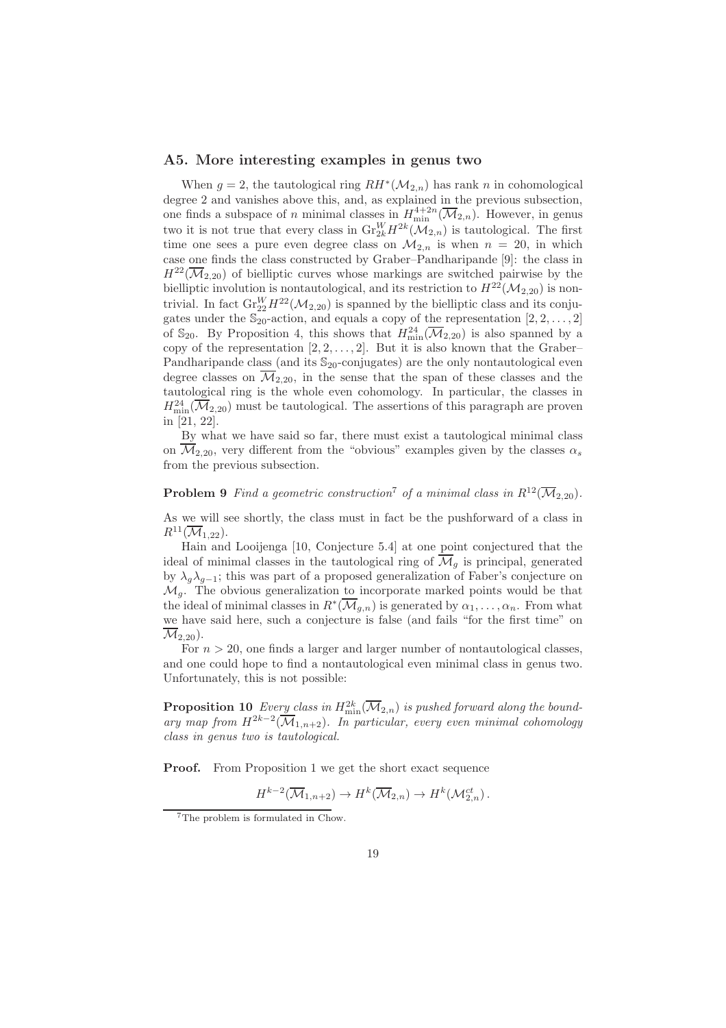## A5. More interesting examples in genus two

When $g = 2$, the tautological ring $RH^*(\mathcal{M}_{2,n})$ has rank $n$ in cohomological degree 2 and vanishes above this, and, as explained in the previous subsection, one finds a subspace of $n$ minimal classes in $H^{4+2n}_{\min}(\overline{\mathcal{M}}_{2,n})$. However, in genus two it is not true that every class in $\mathrm{Gr}^W_{2k} H^{2k}(\mathcal{M}_{2,n})$ is tautological. The first time one sees a pure even degree class on $\mathcal{M}_{2,n}$ is when $n = 20$, in which case one finds the class constructed by Graber–Pandharipande [9]: the class in $H^{22}(\overline{\mathcal{M}}_{2,20})$ of bielliptic curves whose markings are switched pairwise by the bielliptic involution is nontautological, and its restriction to $H^{22}(\mathcal{M}_{2,20})$ is nontrivial. In fact $\mathrm{Gr}^W_{22} H^{22}(\mathcal{M}_{2,20})$ is spanned by the bielliptic class and its conjugates under the $\mathbb{S}_{20}$-action, and equals a copy of the representation $[2, 2, \ldots, 2]$ of $\mathbb{S}_{20}$. By Proposition 4, this shows that $H^{24}_{\min}(\overline{\mathcal{M}}_{2,20})$ is also spanned by a copy of the representation $[2, 2, \ldots, 2]$. But it is also known that the Graber–Pandharipande class (and its $\mathbb{S}_{20}$-conjugates) are the only nontautological even degree classes on $\overline{\mathcal{M}}_{2,20}$, in the sense that the span of these classes and the tautological ring is the whole even cohomology. In particular, the classes in $H^{24}_{\min}(\overline{\mathcal{M}}_{2,20})$ must be tautological. The assertions of this paragraph are proven in [21, 22].

By what we have said so far, there must exist a tautological minimal class on $\overline{\mathcal{M}}_{2,20}$, very different from the "obvious" examples given by the classes $\alpha_s$ from the previous subsection.

**Problem 9** *Find a geometric construction*[7] *of a minimal class in* $R^{12}(\overline{\mathcal{M}}_{2,20})$.

As we will see shortly, the class must in fact be the pushforward of a class in $R^{11}(\overline{\mathcal{M}}_{1,22})$.

Hain and Looijenga [10, Conjecture 5.4] at one point conjectured that the ideal of minimal classes in the tautological ring of $\overline{\mathcal{M}}_g$ is principal, generated by $\lambda_g \lambda_{g-1}$; this was part of a proposed generalization of Faber's conjecture on $\mathcal{M}_g$. The obvious generalization to incorporate marked points would be that the ideal of minimal classes in $R^*(\overline{\mathcal{M}}_{g,n})$ is generated by $\alpha_1, \ldots, \alpha_n$. From what we have said here, such a conjecture is false (and fails "for the first time" on $\overline{\mathcal{M}}_{2,20}$).

For $n > 20$, one finds a larger and larger number of nontautological classes, and one could hope to find a nontautological even minimal class in genus two. Unfortunately, this is not possible:

**Proposition 10** *Every class in* $H^{2k}_{\min}(\overline{\mathcal{M}}_{2,n})$ *is pushed forward along the boundary map from* $H^{2k-2}(\overline{\mathcal{M}}_{1,n+2})$. *In particular, every even minimal cohomology class in genus two is tautological.*

**Proof.** From Proposition 1 we get the short exact sequence

$$H^{k-2}(\overline{\mathcal{M}}_{1,n+2}) \to H^k(\overline{\mathcal{M}}_{2,n}) \to H^k(\mathcal{M}^{ct}_{2,n})\,.$$

[7] The problem is formulated in Chow.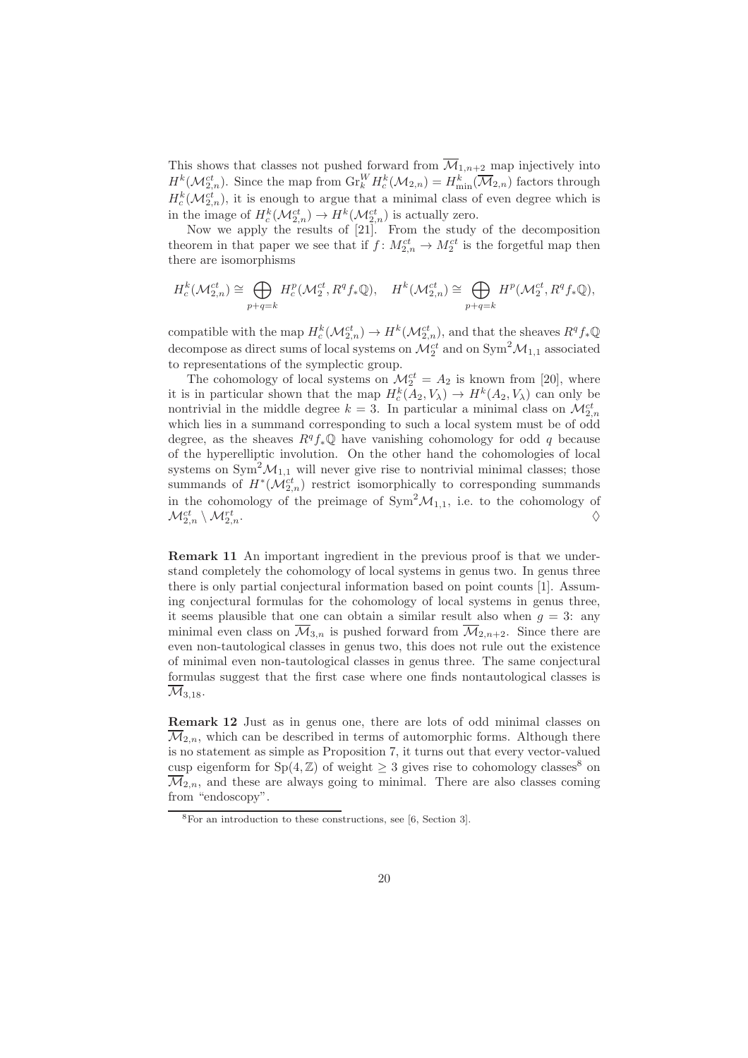This shows that classes not pushed forward from $\overline{\mathcal{M}}_{1,n+2}$ map injectively into $H^k(\mathcal{M}^{ct}_{2,n})$. Since the map from $\mathrm{Gr}^W_k H^k_c(\mathcal{M}_{2,n}) = H^k_{\min}(\overline{\mathcal{M}}_{2,n})$ factors through $H^k_c(\mathcal{M}^{ct}_{2,n})$, it is enough to argue that a minimal class of even degree which is in the image of $H^k_c(\mathcal{M}^{ct}_{2,n}) \to H^k(\mathcal{M}^{ct}_{2,n})$ is actually zero.

Now we apply the results of [21]. From the study of the decomposition theorem in that paper we see that if $f\colon M^{ct}_{2,n} \to M^{ct}_2$ is the forgetful map then there are isomorphisms

$$H^k_c(\mathcal{M}^{ct}_{2,n}) \cong \bigoplus_{p+q=k} H^p_c(\mathcal{M}^{ct}_2, R^q f_* \mathbb{Q}), \quad H^k(\mathcal{M}^{ct}_{2,n}) \cong \bigoplus_{p+q=k} H^p(\mathcal{M}^{ct}_2, R^q f_* \mathbb{Q}),$$

compatible with the map $H^k_c(\mathcal{M}^{ct}_{2,n}) \to H^k(\mathcal{M}^{ct}_{2,n})$, and that the sheaves $R^q f_* \mathbb{Q}$ decompose as direct sums of local systems on $\mathcal{M}^{ct}_2$ and on $\mathrm{Sym}^2 \mathcal{M}_{1,1}$ associated to representations of the symplectic group.

The cohomology of local systems on $\mathcal{M}^{ct}_2 = A_2$ is known from [20], where it is in particular shown that the map $H^k_c(A_2, V_\lambda) \to H^k(A_2, V_\lambda)$ can only be nontrivial in the middle degree $k = 3$. In particular a minimal class on $\mathcal{M}^{ct}_{2,n}$ which lies in a summand corresponding to such a local system must be of odd degree, as the sheaves $R^q f_* \mathbb{Q}$ have vanishing cohomology for odd $q$ because of the hyperelliptic involution. On the other hand the cohomologies of local systems on $\mathrm{Sym}^2 \mathcal{M}_{1,1}$ will never give rise to nontrivial minimal classes; those summands of $H^*(\mathcal{M}^{ct}_{2,n})$ restrict isomorphically to corresponding summands in the cohomology of the preimage of $\mathrm{Sym}^2 \mathcal{M}_{1,1}$, i.e. to the cohomology of $\mathcal{M}^{ct}_{2,n} \setminus \mathcal{M}^{rt}_{2,n}$. ◊

**Remark 11** An important ingredient in the previous proof is that we understand completely the cohomology of local systems in genus two. In genus three there is only partial conjectural information based on point counts [1]. Assuming conjectural formulas for the cohomology of local systems in genus three, it seems plausible that one can obtain a similar result also when $g = 3$: any minimal even class on $\overline{\mathcal{M}}_{3,n}$ is pushed forward from $\overline{\mathcal{M}}_{2,n+2}$. Since there are even non-tautological classes in genus two, this does not rule out the existence of minimal even non-tautological classes in genus three. The same conjectural formulas suggest that the first case where one finds nontautological classes is $\overline{\mathcal{M}}_{3,18}$.

**Remark 12** Just as in genus one, there are lots of odd minimal classes on $\overline{\mathcal{M}}_{2,n}$, which can be described in terms of automorphic forms. Although there is no statement as simple as Proposition 7, it turns out that every vector-valued cusp eigenform for $\mathrm{Sp}(4, \mathbb{Z})$ of weight $\geq 3$ gives rise to cohomology classes[8] on $\overline{\mathcal{M}}_{2,n}$, and these are always going to minimal. There are also classes coming from "endoscopy".

[8] For an introduction to these constructions, see [6, Section 3].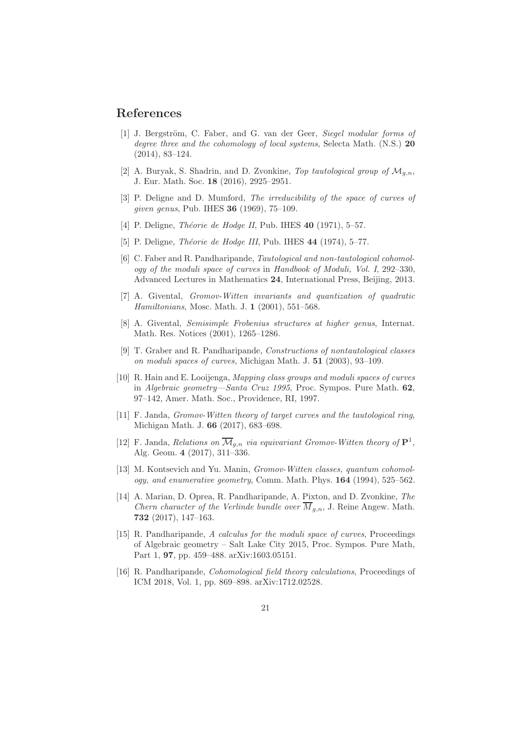## References

[1] J. Bergström, C. Faber, and G. van der Geer, *Siegel modular forms of degree three and the cohomology of local systems*, Selecta Math. (N.S.) **20** (2014), 83–124.

[2] A. Buryak, S. Shadrin, and D. Zvonkine, *Top tautological group of $\mathcal{M}_{g,n}$*, J. Eur. Math. Soc. **18** (2016), 2925–2951.

[3] P. Deligne and D. Mumford, *The irreducibility of the space of curves of given genus*, Pub. IHES **36** (1969), 75–109.

[4] P. Deligne, *Théorie de Hodge II*, Pub. IHES **40** (1971), 5–57.

[5] P. Deligne, *Théorie de Hodge III*, Pub. IHES **44** (1974), 5–77.

[6] C. Faber and R. Pandharipande, *Tautological and non-tautological cohomology of the moduli space of curves* in *Handbook of Moduli, Vol. I*, 292–330, Advanced Lectures in Mathematics **24**, International Press, Beijing, 2013.

[7] A. Givental, *Gromov-Witten invariants and quantization of quadratic Hamiltonians*, Mosc. Math. J. **1** (2001), 551–568.

[8] A. Givental, *Semisimple Frobenius structures at higher genus*, Internat. Math. Res. Notices (2001), 1265–1286.

[9] T. Graber and R. Pandharipande, *Constructions of nontautological classes on moduli spaces of curves*, Michigan Math. J. **51** (2003), 93–109.

[10] R. Hain and E. Looijenga, *Mapping class groups and moduli spaces of curves* in *Algebraic geometry—Santa Cruz 1995*, Proc. Sympos. Pure Math. **62**, 97–142, Amer. Math. Soc., Providence, RI, 1997.

[11] F. Janda, *Gromov-Witten theory of target curves and the tautological ring*, Michigan Math. J. **66** (2017), 683–698.

[12] F. Janda, *Relations on $\overline{\mathcal{M}}_{g,n}$ via equivariant Gromov-Witten theory of $\mathbf{P}^1$*, Alg. Geom. **4** (2017), 311–336.

[13] M. Kontsevich and Yu. Manin, *Gromov-Witten classes, quantum cohomology, and enumerative geometry*, Comm. Math. Phys. **164** (1994), 525–562.

[14] A. Marian, D. Oprea, R. Pandharipande, A. Pixton, and D. Zvonkine, *The Chern character of the Verlinde bundle over $\overline{M}_{g,n}$*, J. Reine Angew. Math. **732** (2017), 147–163.

[15] R. Pandharipande, *A calculus for the moduli space of curves*, Proceedings of Algebraic geometry – Salt Lake City 2015, Proc. Sympos. Pure Math, Part 1, **97**, pp. 459–488. arXiv:1603.05151.

[16] R. Pandharipande, *Cohomological field theory calculations*, Proceedings of ICM 2018, Vol. 1, pp. 869–898. arXiv:1712.02528.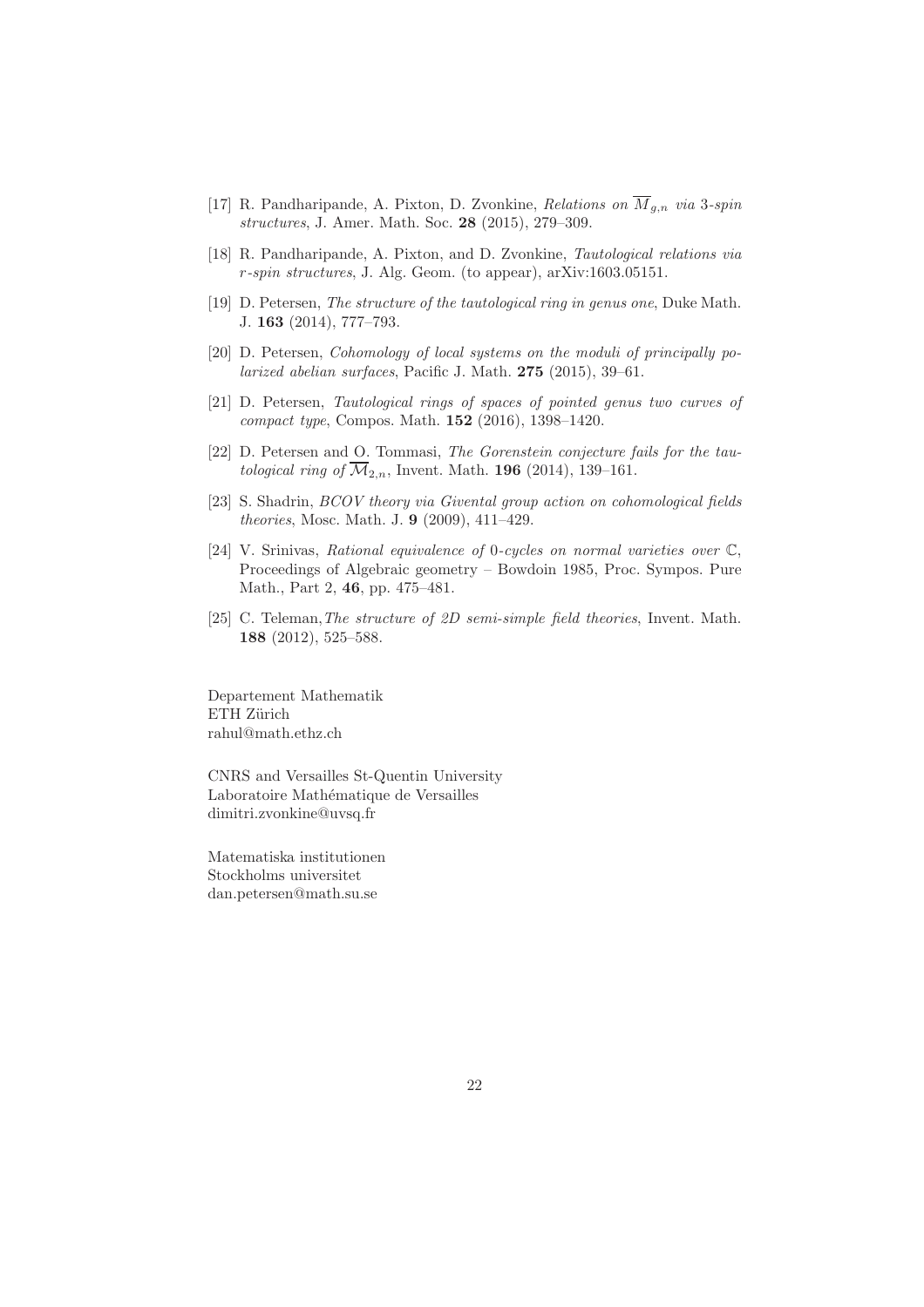[17] R. Pandharipande, A. Pixton, D. Zvonkine, *Relations on $\overline{M}_{g,n}$ via 3-spin structures*, J. Amer. Math. Soc. **28** (2015), 279–309.

[18] R. Pandharipande, A. Pixton, and D. Zvonkine, *Tautological relations via r-spin structures*, J. Alg. Geom. (to appear), arXiv:1603.05151.

[19] D. Petersen, *The structure of the tautological ring in genus one*, Duke Math. J. **163** (2014), 777–793.

[20] D. Petersen, *Cohomology of local systems on the moduli of principally polarized abelian surfaces*, Pacific J. Math. **275** (2015), 39–61.

[21] D. Petersen, *Tautological rings of spaces of pointed genus two curves of compact type*, Compos. Math. **152** (2016), 1398–1420.

[22] D. Petersen and O. Tommasi, *The Gorenstein conjecture fails for the tautological ring of $\overline{\mathcal{M}}_{2,n}$*, Invent. Math. **196** (2014), 139–161.

[23] S. Shadrin, *BCOV theory via Givental group action on cohomological fields theories*, Mosc. Math. J. **9** (2009), 411–429.

[24] V. Srinivas, *Rational equivalence of 0-cycles on normal varieties over $\mathbb{C}$*, Proceedings of Algebraic geometry – Bowdoin 1985, Proc. Sympos. Pure Math., Part 2, **46**, pp. 475–481.

[25] C. Teleman, *The structure of 2D semi-simple field theories*, Invent. Math. **188** (2012), 525–588.

Departement Mathematik
ETH Zürich
rahul@math.ethz.ch

CNRS and Versailles St-Quentin University
Laboratoire Mathématique de Versailles
dimitri.zvonkine@uvsq.fr

Matematiska institutionen
Stockholms universitet
dan.petersen@math.su.se